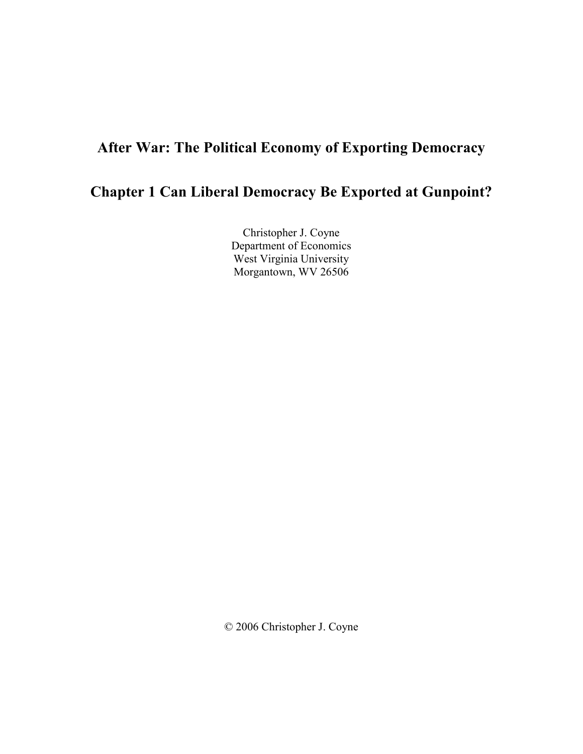# After War: The Political Economy of Exporting Democracy

## Chapter 1 Can Liberal Democracy Be Exported at Gunpoint?

Christopher J. Coyne
Department of Economics
West Virginia University
Morgantown, WV 26506

© 2006 Christopher J. Coyne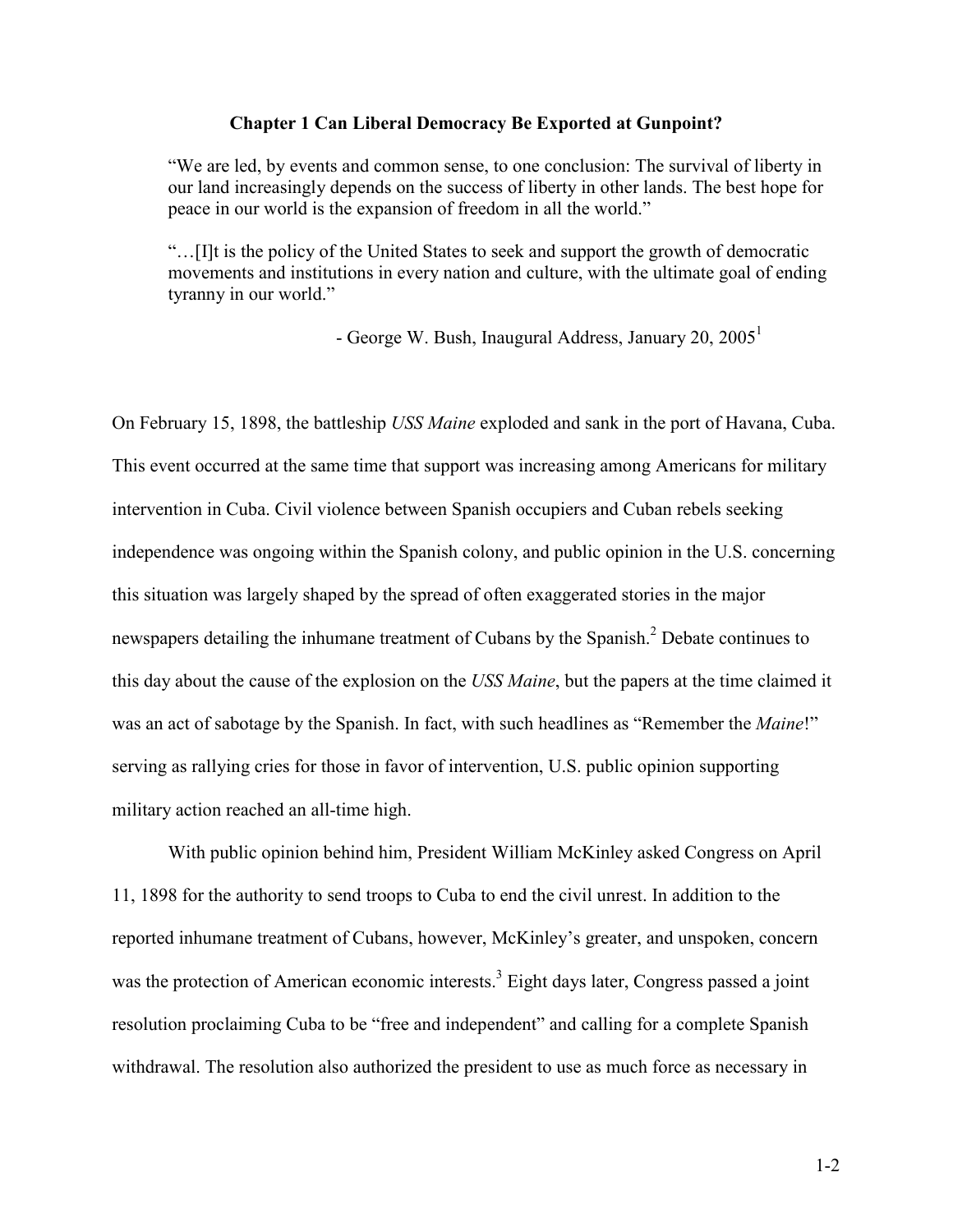# Chapter 1 Can Liberal Democracy Be Exported at Gunpoint?

> "We are led, by events and common sense, to one conclusion: The survival of liberty in our land increasingly depends on the success of liberty in other lands. The best hope for peace in our world is the expansion of freedom in all the world."
>
> "…[I]t is the policy of the United States to seek and support the growth of democratic movements and institutions in every nation and culture, with the ultimate goal of ending tyranny in our world."
>
> - George W. Bush, Inaugural Address, January 20, 2005[1]

On February 15, 1898, the battleship *USS Maine* exploded and sank in the port of Havana, Cuba. This event occurred at the same time that support was increasing among Americans for military intervention in Cuba. Civil violence between Spanish occupiers and Cuban rebels seeking independence was ongoing within the Spanish colony, and public opinion in the U.S. concerning this situation was largely shaped by the spread of often exaggerated stories in the major newspapers detailing the inhumane treatment of Cubans by the Spanish.[2] Debate continues to this day about the cause of the explosion on the *USS Maine*, but the papers at the time claimed it was an act of sabotage by the Spanish. In fact, with such headlines as "Remember the *Maine*!" serving as rallying cries for those in favor of intervention, U.S. public opinion supporting military action reached an all-time high.

With public opinion behind him, President William McKinley asked Congress on April 11, 1898 for the authority to send troops to Cuba to end the civil unrest. In addition to the reported inhumane treatment of Cubans, however, McKinley's greater, and unspoken, concern was the protection of American economic interests.[3] Eight days later, Congress passed a joint resolution proclaiming Cuba to be "free and independent" and calling for a complete Spanish withdrawal. The resolution also authorized the president to use as much force as necessary in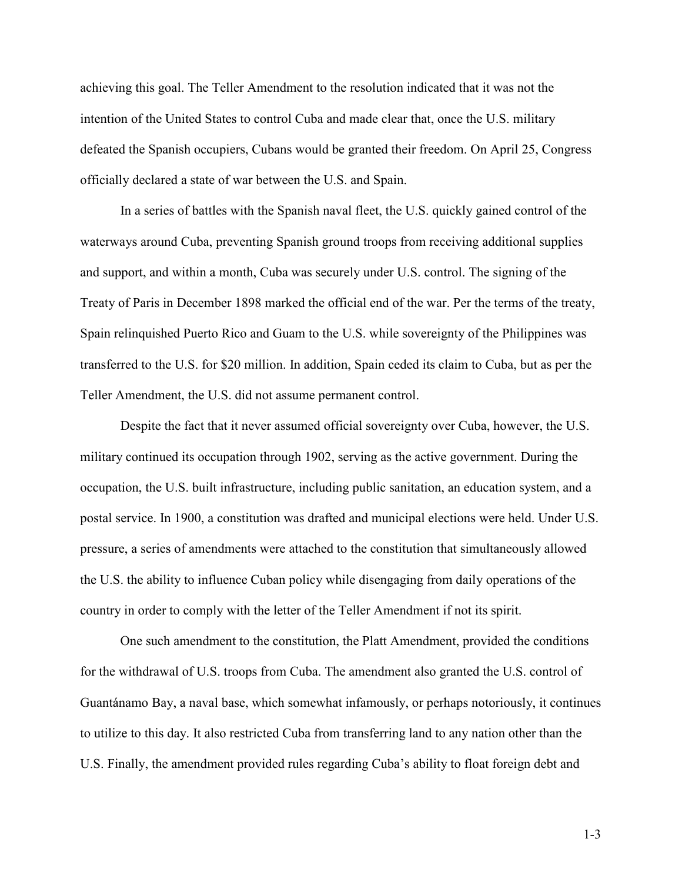achieving this goal. The Teller Amendment to the resolution indicated that it was not the intention of the United States to control Cuba and made clear that, once the U.S. military defeated the Spanish occupiers, Cubans would be granted their freedom. On April 25, Congress officially declared a state of war between the U.S. and Spain.

In a series of battles with the Spanish naval fleet, the U.S. quickly gained control of the waterways around Cuba, preventing Spanish ground troops from receiving additional supplies and support, and within a month, Cuba was securely under U.S. control. The signing of the Treaty of Paris in December 1898 marked the official end of the war. Per the terms of the treaty, Spain relinquished Puerto Rico and Guam to the U.S. while sovereignty of the Philippines was transferred to the U.S. for $20 million. In addition, Spain ceded its claim to Cuba, but as per the Teller Amendment, the U.S. did not assume permanent control.

Despite the fact that it never assumed official sovereignty over Cuba, however, the U.S. military continued its occupation through 1902, serving as the active government. During the occupation, the U.S. built infrastructure, including public sanitation, an education system, and a postal service. In 1900, a constitution was drafted and municipal elections were held. Under U.S. pressure, a series of amendments were attached to the constitution that simultaneously allowed the U.S. the ability to influence Cuban policy while disengaging from daily operations of the country in order to comply with the letter of the Teller Amendment if not its spirit.

One such amendment to the constitution, the Platt Amendment, provided the conditions for the withdrawal of U.S. troops from Cuba. The amendment also granted the U.S. control of Guantánamo Bay, a naval base, which somewhat infamously, or perhaps notoriously, it continues to utilize to this day. It also restricted Cuba from transferring land to any nation other than the U.S. Finally, the amendment provided rules regarding Cuba's ability to float foreign debt and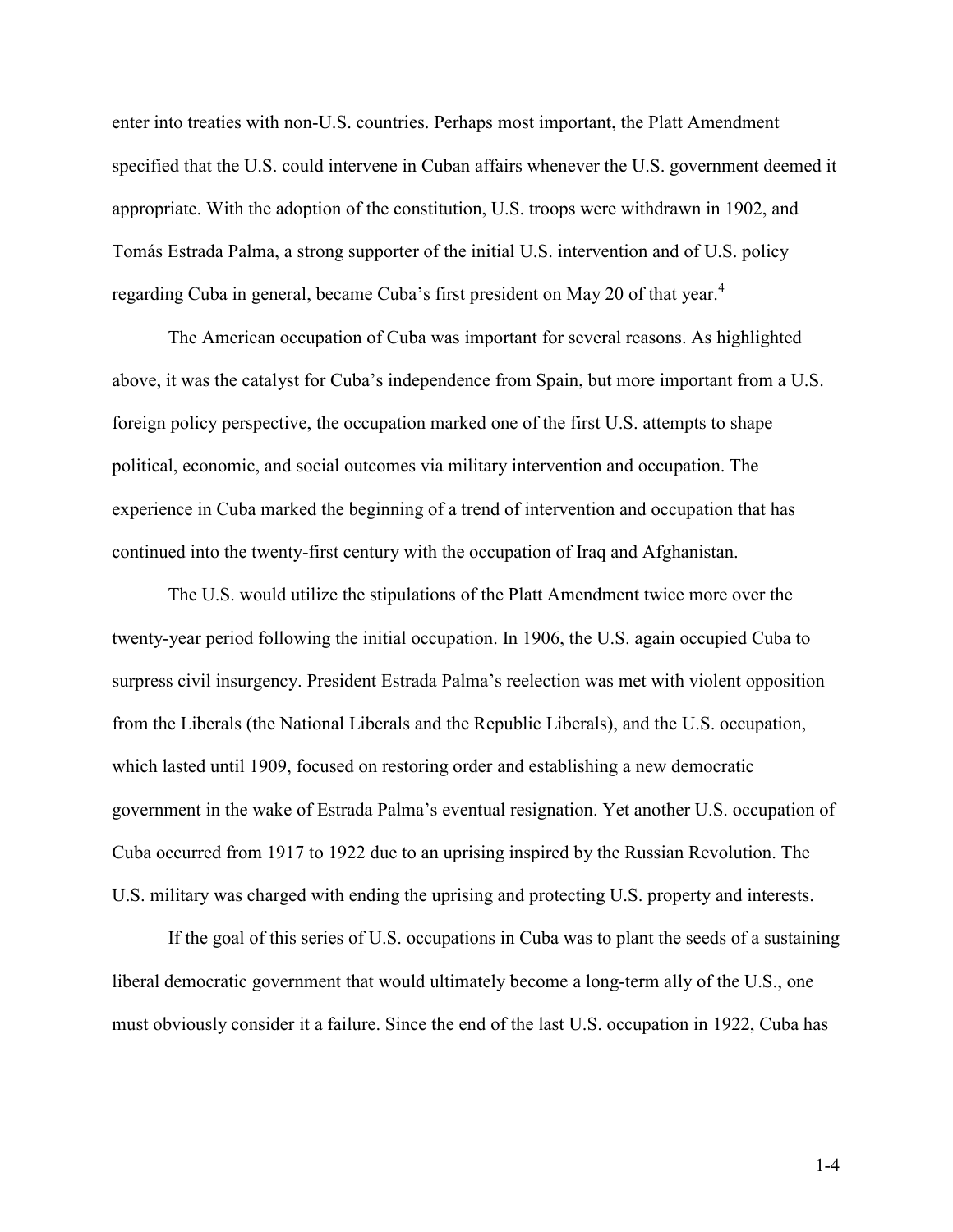enter into treaties with non-U.S. countries. Perhaps most important, the Platt Amendment specified that the U.S. could intervene in Cuban affairs whenever the U.S. government deemed it appropriate. With the adoption of the constitution, U.S. troops were withdrawn in 1902, and Tomás Estrada Palma, a strong supporter of the initial U.S. intervention and of U.S. policy regarding Cuba in general, became Cuba's first president on May 20 of that year.[4]

The American occupation of Cuba was important for several reasons. As highlighted above, it was the catalyst for Cuba's independence from Spain, but more important from a U.S. foreign policy perspective, the occupation marked one of the first U.S. attempts to shape political, economic, and social outcomes via military intervention and occupation. The experience in Cuba marked the beginning of a trend of intervention and occupation that has continued into the twenty-first century with the occupation of Iraq and Afghanistan.

The U.S. would utilize the stipulations of the Platt Amendment twice more over the twenty-year period following the initial occupation. In 1906, the U.S. again occupied Cuba to surpress civil insurgency. President Estrada Palma's reelection was met with violent opposition from the Liberals (the National Liberals and the Republic Liberals), and the U.S. occupation, which lasted until 1909, focused on restoring order and establishing a new democratic government in the wake of Estrada Palma's eventual resignation. Yet another U.S. occupation of Cuba occurred from 1917 to 1922 due to an uprising inspired by the Russian Revolution. The U.S. military was charged with ending the uprising and protecting U.S. property and interests.

If the goal of this series of U.S. occupations in Cuba was to plant the seeds of a sustaining liberal democratic government that would ultimately become a long-term ally of the U.S., one must obviously consider it a failure. Since the end of the last U.S. occupation in 1922, Cuba has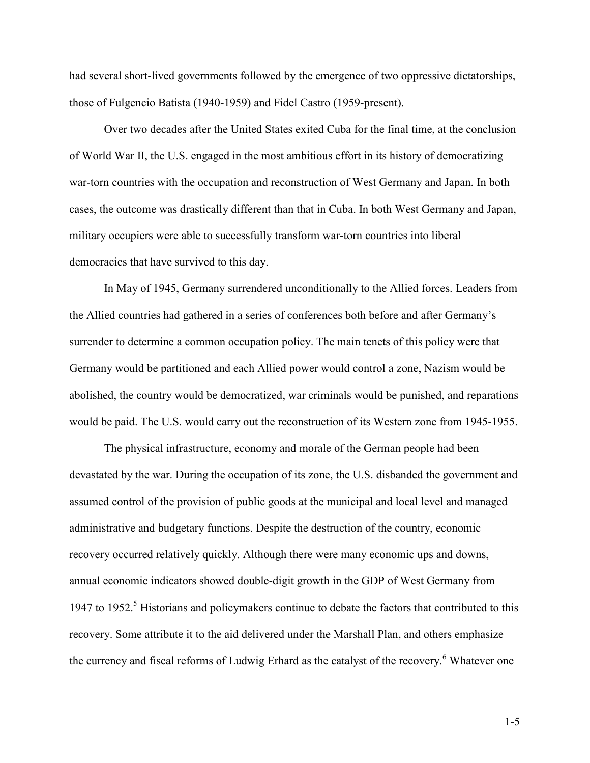had several short-lived governments followed by the emergence of two oppressive dictatorships, those of Fulgencio Batista (1940-1959) and Fidel Castro (1959-present).

Over two decades after the United States exited Cuba for the final time, at the conclusion of World War II, the U.S. engaged in the most ambitious effort in its history of democratizing war-torn countries with the occupation and reconstruction of West Germany and Japan. In both cases, the outcome was drastically different than that in Cuba. In both West Germany and Japan, military occupiers were able to successfully transform war-torn countries into liberal democracies that have survived to this day.

In May of 1945, Germany surrendered unconditionally to the Allied forces. Leaders from the Allied countries had gathered in a series of conferences both before and after Germany's surrender to determine a common occupation policy. The main tenets of this policy were that Germany would be partitioned and each Allied power would control a zone, Nazism would be abolished, the country would be democratized, war criminals would be punished, and reparations would be paid. The U.S. would carry out the reconstruction of its Western zone from 1945-1955.

The physical infrastructure, economy and morale of the German people had been devastated by the war. During the occupation of its zone, the U.S. disbanded the government and assumed control of the provision of public goods at the municipal and local level and managed administrative and budgetary functions. Despite the destruction of the country, economic recovery occurred relatively quickly. Although there were many economic ups and downs, annual economic indicators showed double-digit growth in the GDP of West Germany from 1947 to 1952.[5] Historians and policymakers continue to debate the factors that contributed to this recovery. Some attribute it to the aid delivered under the Marshall Plan, and others emphasize the currency and fiscal reforms of Ludwig Erhard as the catalyst of the recovery.[6] Whatever one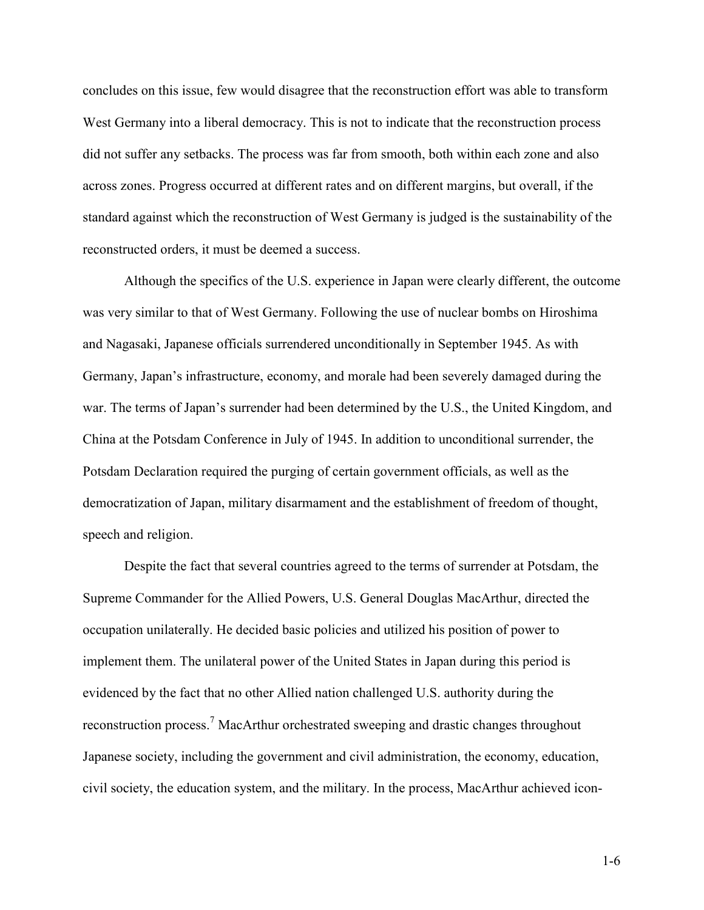concludes on this issue, few would disagree that the reconstruction effort was able to transform West Germany into a liberal democracy. This is not to indicate that the reconstruction process did not suffer any setbacks. The process was far from smooth, both within each zone and also across zones. Progress occurred at different rates and on different margins, but overall, if the standard against which the reconstruction of West Germany is judged is the sustainability of the reconstructed orders, it must be deemed a success.

Although the specifics of the U.S. experience in Japan were clearly different, the outcome was very similar to that of West Germany. Following the use of nuclear bombs on Hiroshima and Nagasaki, Japanese officials surrendered unconditionally in September 1945. As with Germany, Japan's infrastructure, economy, and morale had been severely damaged during the war. The terms of Japan's surrender had been determined by the U.S., the United Kingdom, and China at the Potsdam Conference in July of 1945. In addition to unconditional surrender, the Potsdam Declaration required the purging of certain government officials, as well as the democratization of Japan, military disarmament and the establishment of freedom of thought, speech and religion.

Despite the fact that several countries agreed to the terms of surrender at Potsdam, the Supreme Commander for the Allied Powers, U.S. General Douglas MacArthur, directed the occupation unilaterally. He decided basic policies and utilized his position of power to implement them. The unilateral power of the United States in Japan during this period is evidenced by the fact that no other Allied nation challenged U.S. authority during the reconstruction process.[7] MacArthur orchestrated sweeping and drastic changes throughout Japanese society, including the government and civil administration, the economy, education, civil society, the education system, and the military. In the process, MacArthur achieved icon-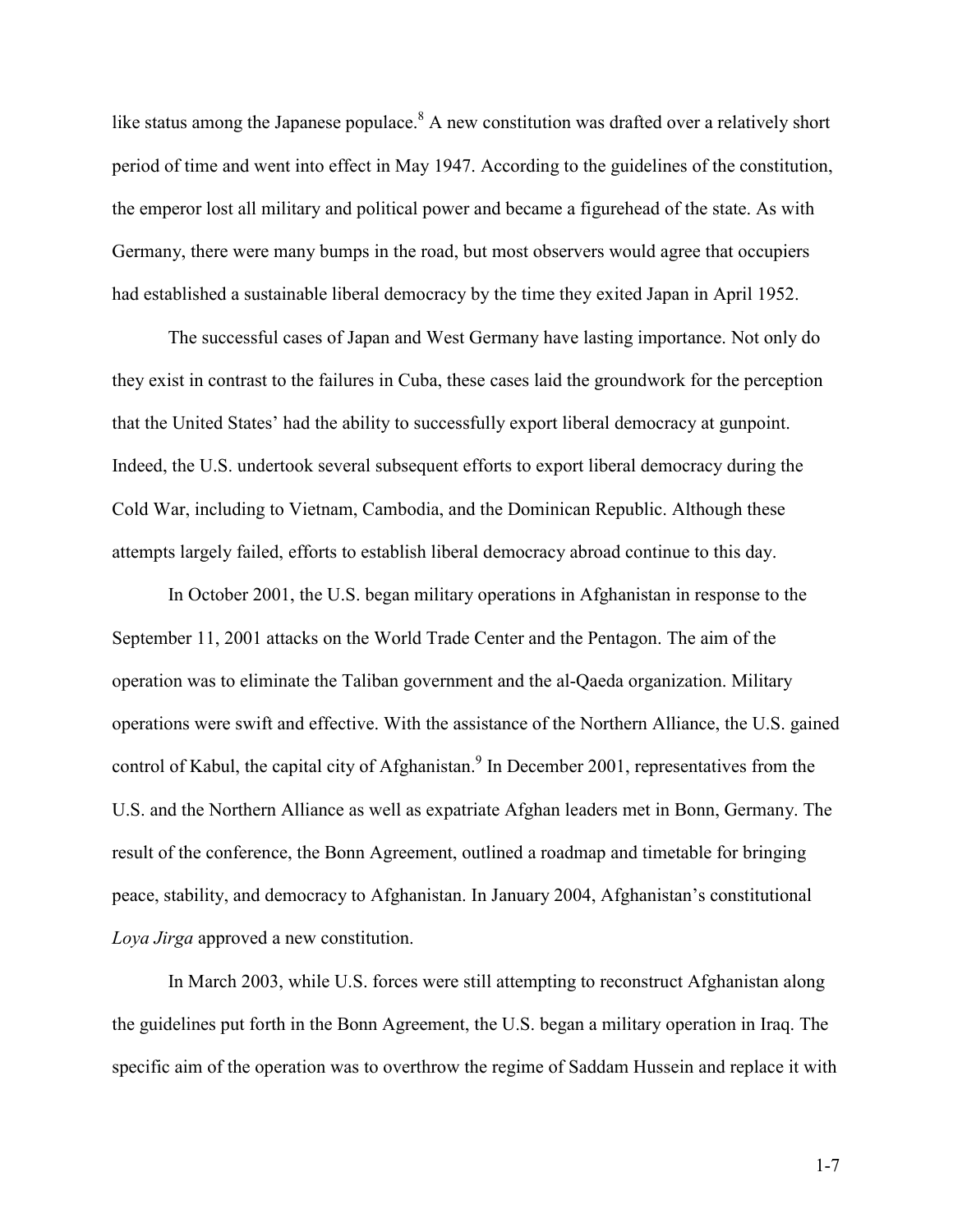like status among the Japanese populace.[8] A new constitution was drafted over a relatively short period of time and went into effect in May 1947. According to the guidelines of the constitution, the emperor lost all military and political power and became a figurehead of the state. As with Germany, there were many bumps in the road, but most observers would agree that occupiers had established a sustainable liberal democracy by the time they exited Japan in April 1952.

The successful cases of Japan and West Germany have lasting importance. Not only do they exist in contrast to the failures in Cuba, these cases laid the groundwork for the perception that the United States' had the ability to successfully export liberal democracy at gunpoint. Indeed, the U.S. undertook several subsequent efforts to export liberal democracy during the Cold War, including to Vietnam, Cambodia, and the Dominican Republic. Although these attempts largely failed, efforts to establish liberal democracy abroad continue to this day.

In October 2001, the U.S. began military operations in Afghanistan in response to the September 11, 2001 attacks on the World Trade Center and the Pentagon. The aim of the operation was to eliminate the Taliban government and the al-Qaeda organization. Military operations were swift and effective. With the assistance of the Northern Alliance, the U.S. gained control of Kabul, the capital city of Afghanistan.[9] In December 2001, representatives from the U.S. and the Northern Alliance as well as expatriate Afghan leaders met in Bonn, Germany. The result of the conference, the Bonn Agreement, outlined a roadmap and timetable for bringing peace, stability, and democracy to Afghanistan. In January 2004, Afghanistan's constitutional *Loya Jirga* approved a new constitution.

In March 2003, while U.S. forces were still attempting to reconstruct Afghanistan along the guidelines put forth in the Bonn Agreement, the U.S. began a military operation in Iraq. The specific aim of the operation was to overthrow the regime of Saddam Hussein and replace it with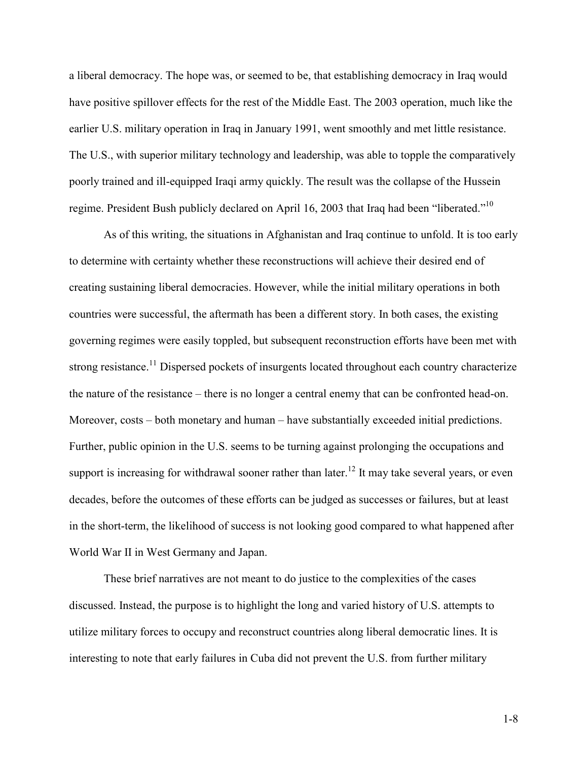a liberal democracy. The hope was, or seemed to be, that establishing democracy in Iraq would have positive spillover effects for the rest of the Middle East. The 2003 operation, much like the earlier U.S. military operation in Iraq in January 1991, went smoothly and met little resistance. The U.S., with superior military technology and leadership, was able to topple the comparatively poorly trained and ill-equipped Iraqi army quickly. The result was the collapse of the Hussein regime. President Bush publicly declared on April 16, 2003 that Iraq had been "liberated."[10]

As of this writing, the situations in Afghanistan and Iraq continue to unfold. It is too early to determine with certainty whether these reconstructions will achieve their desired end of creating sustaining liberal democracies. However, while the initial military operations in both countries were successful, the aftermath has been a different story. In both cases, the existing governing regimes were easily toppled, but subsequent reconstruction efforts have been met with strong resistance.[11] Dispersed pockets of insurgents located throughout each country characterize the nature of the resistance – there is no longer a central enemy that can be confronted head-on. Moreover, costs – both monetary and human – have substantially exceeded initial predictions. Further, public opinion in the U.S. seems to be turning against prolonging the occupations and support is increasing for withdrawal sooner rather than later.[12] It may take several years, or even decades, before the outcomes of these efforts can be judged as successes or failures, but at least in the short-term, the likelihood of success is not looking good compared to what happened after World War II in West Germany and Japan.

These brief narratives are not meant to do justice to the complexities of the cases discussed. Instead, the purpose is to highlight the long and varied history of U.S. attempts to utilize military forces to occupy and reconstruct countries along liberal democratic lines. It is interesting to note that early failures in Cuba did not prevent the U.S. from further military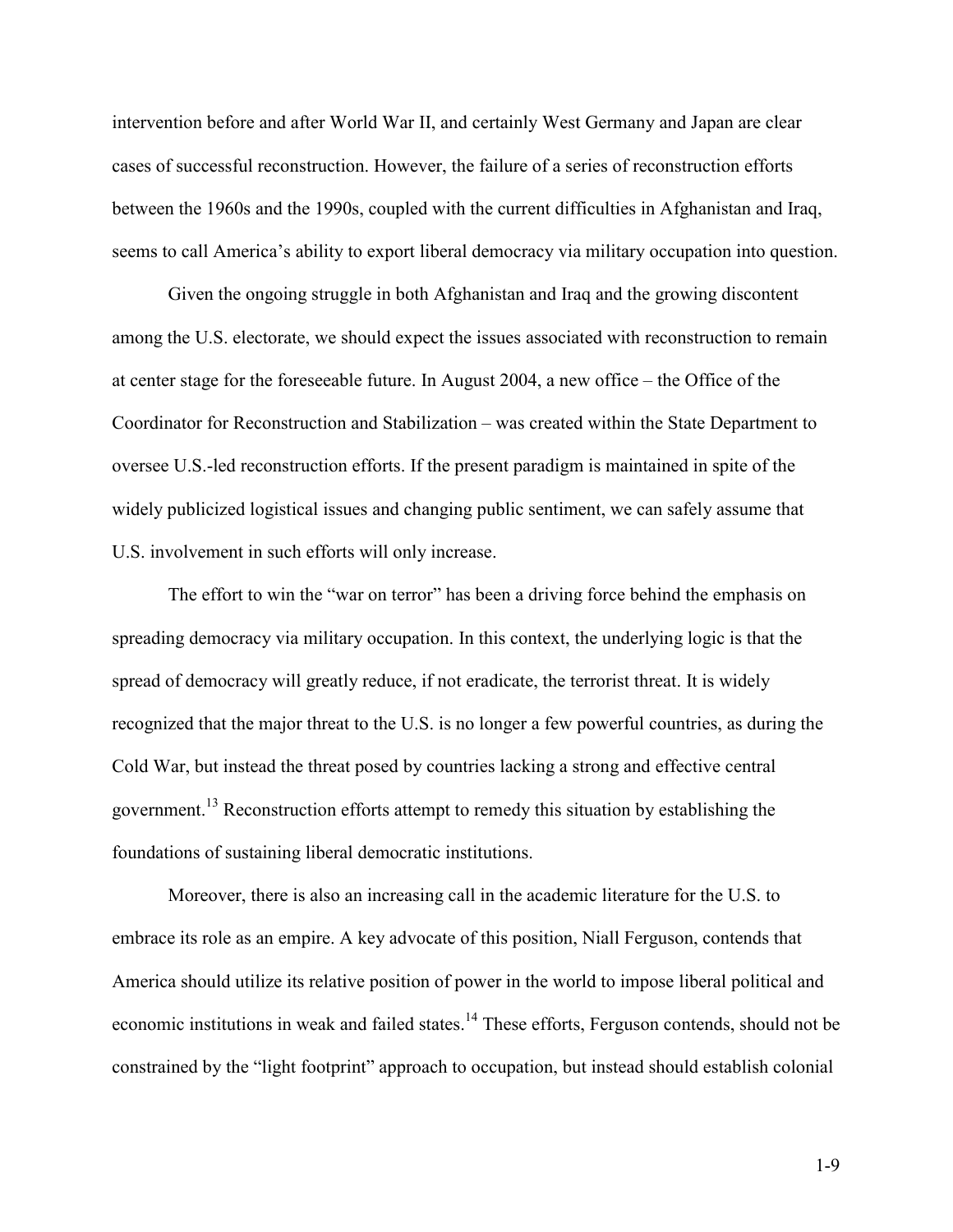intervention before and after World War II, and certainly West Germany and Japan are clear cases of successful reconstruction. However, the failure of a series of reconstruction efforts between the 1960s and the 1990s, coupled with the current difficulties in Afghanistan and Iraq, seems to call America's ability to export liberal democracy via military occupation into question.

Given the ongoing struggle in both Afghanistan and Iraq and the growing discontent among the U.S. electorate, we should expect the issues associated with reconstruction to remain at center stage for the foreseeable future. In August 2004, a new office – the Office of the Coordinator for Reconstruction and Stabilization – was created within the State Department to oversee U.S.-led reconstruction efforts. If the present paradigm is maintained in spite of the widely publicized logistical issues and changing public sentiment, we can safely assume that U.S. involvement in such efforts will only increase.

The effort to win the "war on terror" has been a driving force behind the emphasis on spreading democracy via military occupation. In this context, the underlying logic is that the spread of democracy will greatly reduce, if not eradicate, the terrorist threat. It is widely recognized that the major threat to the U.S. is no longer a few powerful countries, as during the Cold War, but instead the threat posed by countries lacking a strong and effective central government.[13] Reconstruction efforts attempt to remedy this situation by establishing the foundations of sustaining liberal democratic institutions.

Moreover, there is also an increasing call in the academic literature for the U.S. to embrace its role as an empire. A key advocate of this position, Niall Ferguson, contends that America should utilize its relative position of power in the world to impose liberal political and economic institutions in weak and failed states.[14] These efforts, Ferguson contends, should not be constrained by the "light footprint" approach to occupation, but instead should establish colonial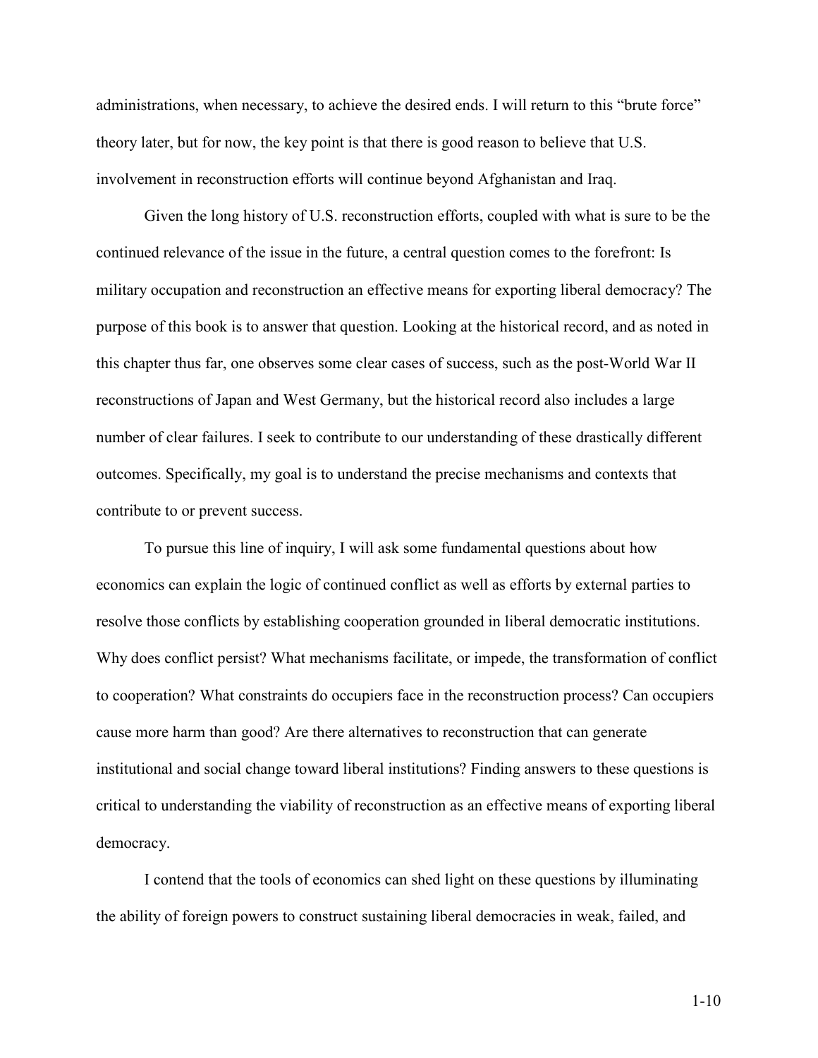administrations, when necessary, to achieve the desired ends. I will return to this "brute force" theory later, but for now, the key point is that there is good reason to believe that U.S. involvement in reconstruction efforts will continue beyond Afghanistan and Iraq.

Given the long history of U.S. reconstruction efforts, coupled with what is sure to be the continued relevance of the issue in the future, a central question comes to the forefront: Is military occupation and reconstruction an effective means for exporting liberal democracy? The purpose of this book is to answer that question. Looking at the historical record, and as noted in this chapter thus far, one observes some clear cases of success, such as the post-World War II reconstructions of Japan and West Germany, but the historical record also includes a large number of clear failures. I seek to contribute to our understanding of these drastically different outcomes. Specifically, my goal is to understand the precise mechanisms and contexts that contribute to or prevent success.

To pursue this line of inquiry, I will ask some fundamental questions about how economics can explain the logic of continued conflict as well as efforts by external parties to resolve those conflicts by establishing cooperation grounded in liberal democratic institutions. Why does conflict persist? What mechanisms facilitate, or impede, the transformation of conflict to cooperation? What constraints do occupiers face in the reconstruction process? Can occupiers cause more harm than good? Are there alternatives to reconstruction that can generate institutional and social change toward liberal institutions? Finding answers to these questions is critical to understanding the viability of reconstruction as an effective means of exporting liberal democracy.

I contend that the tools of economics can shed light on these questions by illuminating the ability of foreign powers to construct sustaining liberal democracies in weak, failed, and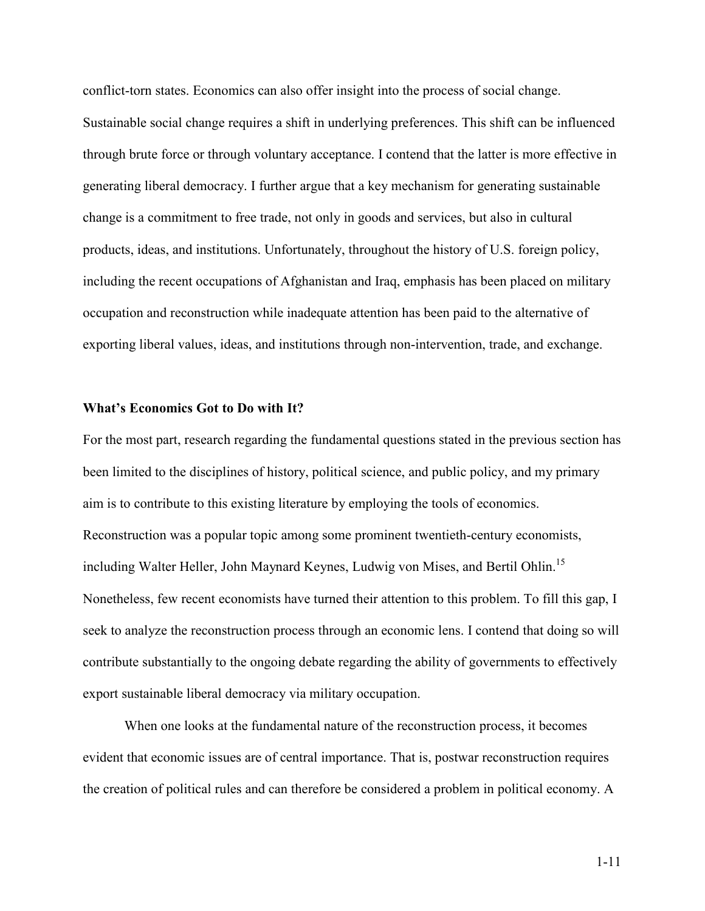conflict-torn states. Economics can also offer insight into the process of social change. Sustainable social change requires a shift in underlying preferences. This shift can be influenced through brute force or through voluntary acceptance. I contend that the latter is more effective in generating liberal democracy. I further argue that a key mechanism for generating sustainable change is a commitment to free trade, not only in goods and services, but also in cultural products, ideas, and institutions. Unfortunately, throughout the history of U.S. foreign policy, including the recent occupations of Afghanistan and Iraq, emphasis has been placed on military occupation and reconstruction while inadequate attention has been paid to the alternative of exporting liberal values, ideas, and institutions through non-intervention, trade, and exchange.

**What's Economics Got to Do with It?**

For the most part, research regarding the fundamental questions stated in the previous section has been limited to the disciplines of history, political science, and public policy, and my primary aim is to contribute to this existing literature by employing the tools of economics. Reconstruction was a popular topic among some prominent twentieth-century economists, including Walter Heller, John Maynard Keynes, Ludwig von Mises, and Bertil Ohlin.[15] Nonetheless, few recent economists have turned their attention to this problem. To fill this gap, I seek to analyze the reconstruction process through an economic lens. I contend that doing so will contribute substantially to the ongoing debate regarding the ability of governments to effectively export sustainable liberal democracy via military occupation.

When one looks at the fundamental nature of the reconstruction process, it becomes evident that economic issues are of central importance. That is, postwar reconstruction requires the creation of political rules and can therefore be considered a problem in political economy. A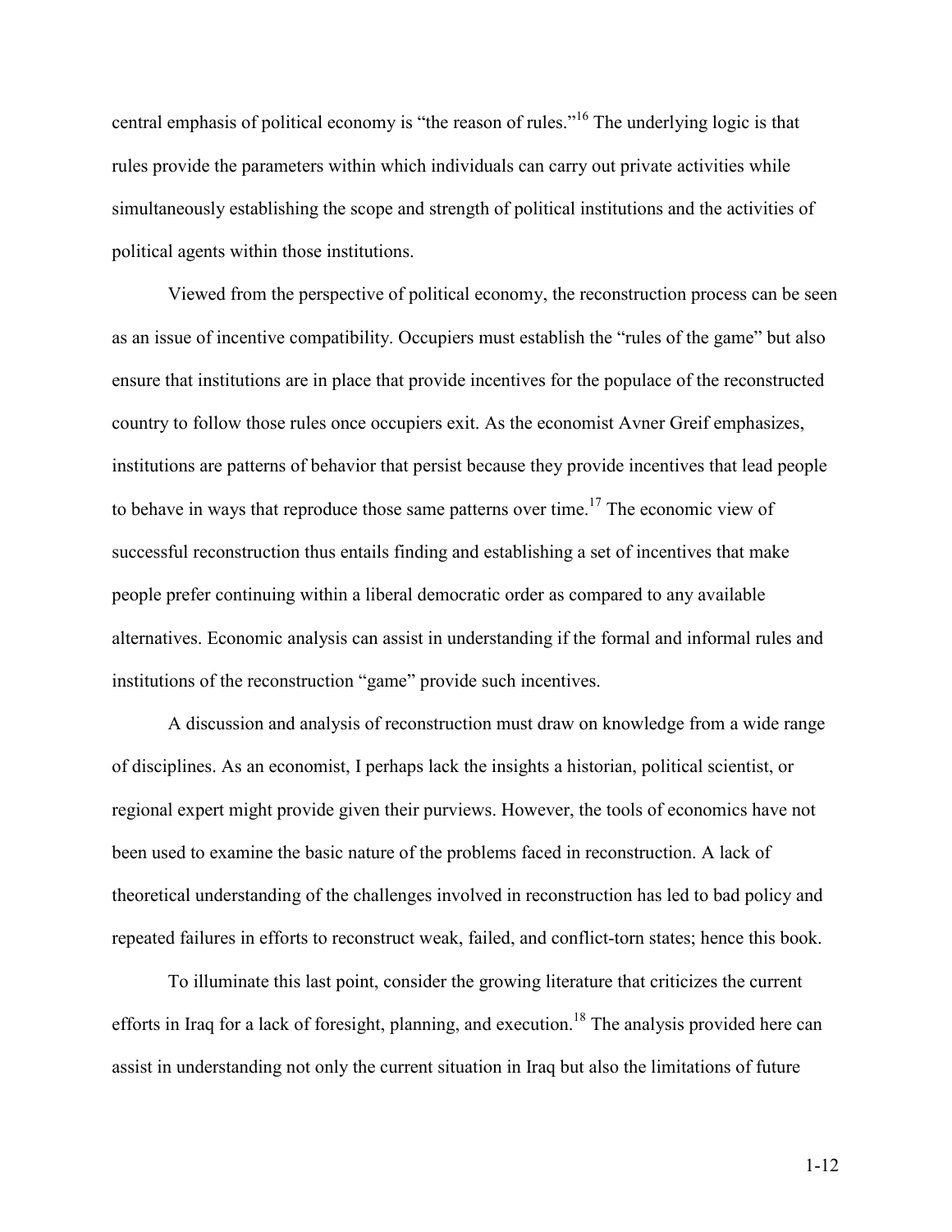central emphasis of political economy is “the reason of rules.”[16] The underlying logic is that rules provide the parameters within which individuals can carry out private activities while simultaneously establishing the scope and strength of political institutions and the activities of political agents within those institutions.

Viewed from the perspective of political economy, the reconstruction process can be seen as an issue of incentive compatibility. Occupiers must establish the “rules of the game” but also ensure that institutions are in place that provide incentives for the populace of the reconstructed country to follow those rules once occupiers exit. As the economist Avner Greif emphasizes, institutions are patterns of behavior that persist because they provide incentives that lead people to behave in ways that reproduce those same patterns over time.[17] The economic view of successful reconstruction thus entails finding and establishing a set of incentives that make people prefer continuing within a liberal democratic order as compared to any available alternatives. Economic analysis can assist in understanding if the formal and informal rules and institutions of the reconstruction “game” provide such incentives.

A discussion and analysis of reconstruction must draw on knowledge from a wide range of disciplines. As an economist, I perhaps lack the insights a historian, political scientist, or regional expert might provide given their purviews. However, the tools of economics have not been used to examine the basic nature of the problems faced in reconstruction. A lack of theoretical understanding of the challenges involved in reconstruction has led to bad policy and repeated failures in efforts to reconstruct weak, failed, and conflict-torn states; hence this book.

To illuminate this last point, consider the growing literature that criticizes the current efforts in Iraq for a lack of foresight, planning, and execution.[18] The analysis provided here can assist in understanding not only the current situation in Iraq but also the limitations of future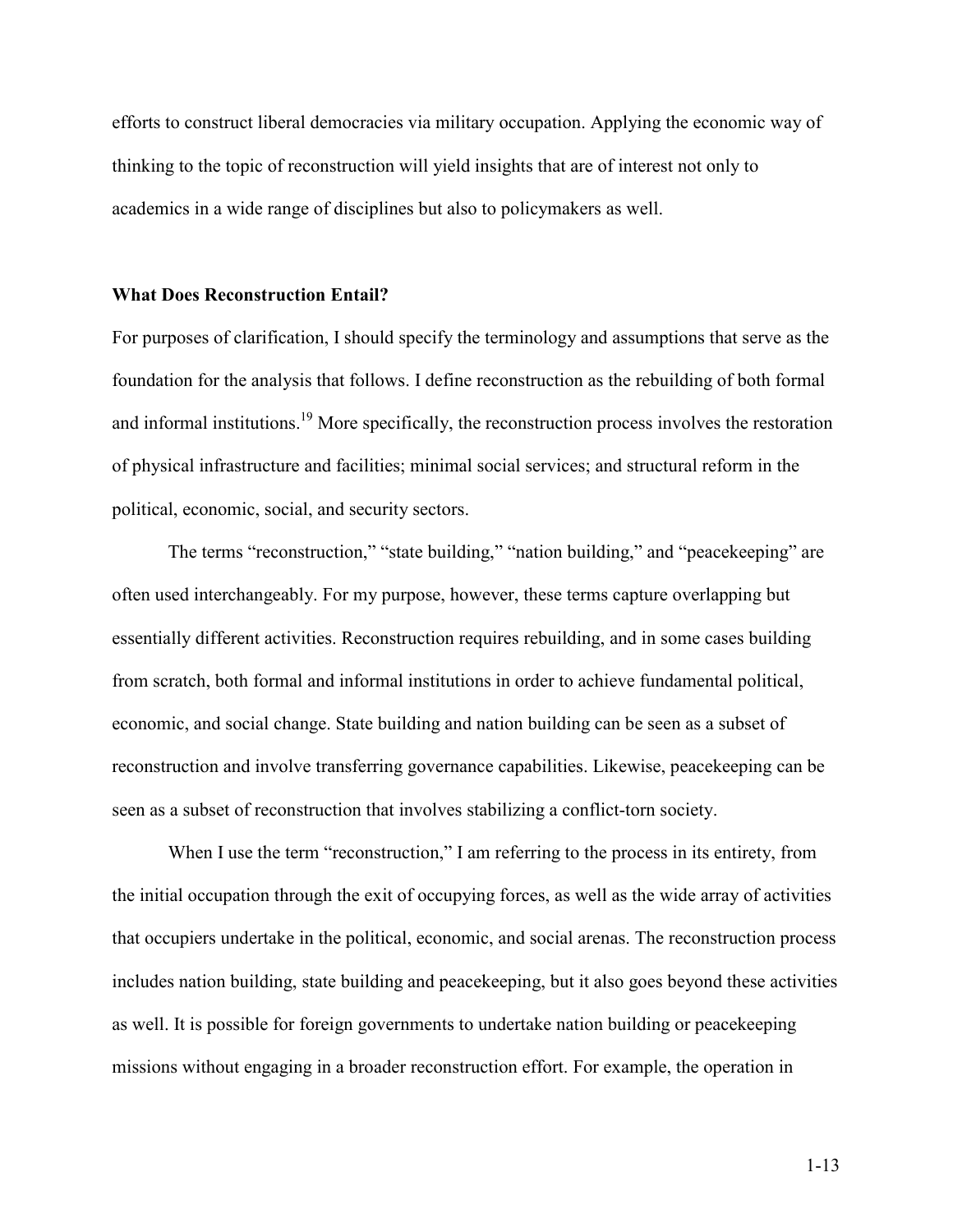efforts to construct liberal democracies via military occupation. Applying the economic way of thinking to the topic of reconstruction will yield insights that are of interest not only to academics in a wide range of disciplines but also to policymakers as well.

## What Does Reconstruction Entail?

For purposes of clarification, I should specify the terminology and assumptions that serve as the foundation for the analysis that follows. I define reconstruction as the rebuilding of both formal and informal institutions.[19] More specifically, the reconstruction process involves the restoration of physical infrastructure and facilities; minimal social services; and structural reform in the political, economic, social, and security sectors.

The terms "reconstruction," "state building," "nation building," and "peacekeeping" are often used interchangeably. For my purpose, however, these terms capture overlapping but essentially different activities. Reconstruction requires rebuilding, and in some cases building from scratch, both formal and informal institutions in order to achieve fundamental political, economic, and social change. State building and nation building can be seen as a subset of reconstruction and involve transferring governance capabilities. Likewise, peacekeeping can be seen as a subset of reconstruction that involves stabilizing a conflict-torn society.

When I use the term "reconstruction," I am referring to the process in its entirety, from the initial occupation through the exit of occupying forces, as well as the wide array of activities that occupiers undertake in the political, economic, and social arenas. The reconstruction process includes nation building, state building and peacekeeping, but it also goes beyond these activities as well. It is possible for foreign governments to undertake nation building or peacekeeping missions without engaging in a broader reconstruction effort. For example, the operation in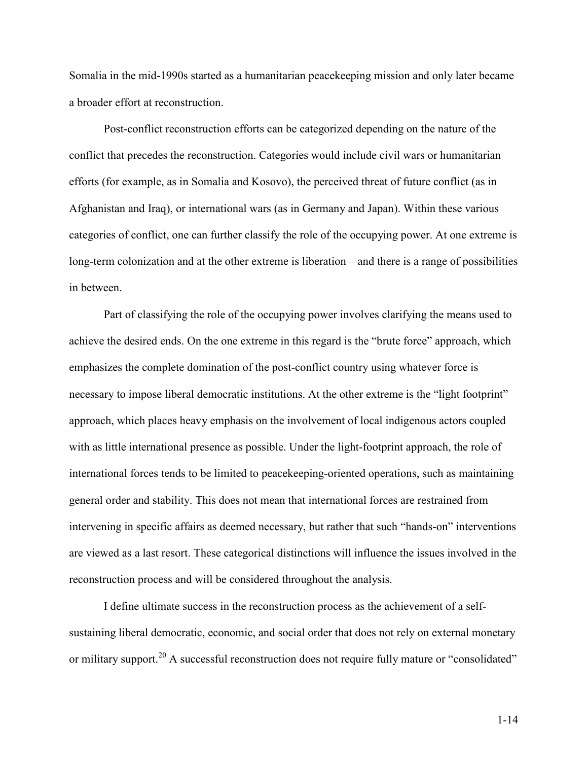Somalia in the mid-1990s started as a humanitarian peacekeeping mission and only later became a broader effort at reconstruction.

Post-conflict reconstruction efforts can be categorized depending on the nature of the conflict that precedes the reconstruction. Categories would include civil wars or humanitarian efforts (for example, as in Somalia and Kosovo), the perceived threat of future conflict (as in Afghanistan and Iraq), or international wars (as in Germany and Japan). Within these various categories of conflict, one can further classify the role of the occupying power. At one extreme is long-term colonization and at the other extreme is liberation – and there is a range of possibilities in between.

Part of classifying the role of the occupying power involves clarifying the means used to achieve the desired ends. On the one extreme in this regard is the "brute force" approach, which emphasizes the complete domination of the post-conflict country using whatever force is necessary to impose liberal democratic institutions. At the other extreme is the "light footprint" approach, which places heavy emphasis on the involvement of local indigenous actors coupled with as little international presence as possible. Under the light-footprint approach, the role of international forces tends to be limited to peacekeeping-oriented operations, such as maintaining general order and stability. This does not mean that international forces are restrained from intervening in specific affairs as deemed necessary, but rather that such "hands-on" interventions are viewed as a last resort. These categorical distinctions will influence the issues involved in the reconstruction process and will be considered throughout the analysis.

I define ultimate success in the reconstruction process as the achievement of a self-sustaining liberal democratic, economic, and social order that does not rely on external monetary or military support.[20] A successful reconstruction does not require fully mature or "consolidated"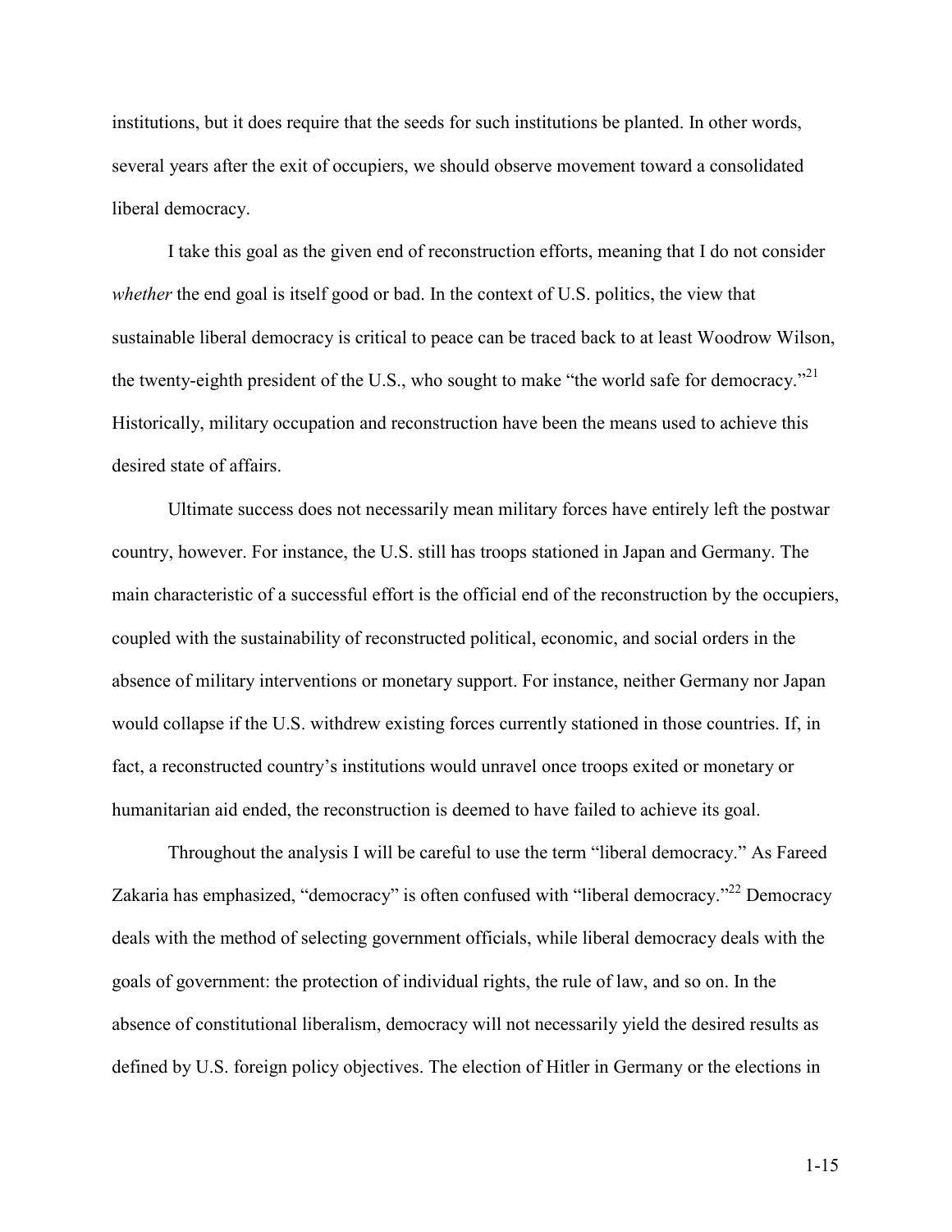institutions, but it does require that the seeds for such institutions be planted. In other words, several years after the exit of occupiers, we should observe movement toward a consolidated liberal democracy.

I take this goal as the given end of reconstruction efforts, meaning that I do not consider *whether* the end goal is itself good or bad. In the context of U.S. politics, the view that sustainable liberal democracy is critical to peace can be traced back to at least Woodrow Wilson, the twenty-eighth president of the U.S., who sought to make "the world safe for democracy."[21] Historically, military occupation and reconstruction have been the means used to achieve this desired state of affairs.

Ultimate success does not necessarily mean military forces have entirely left the postwar country, however. For instance, the U.S. still has troops stationed in Japan and Germany. The main characteristic of a successful effort is the official end of the reconstruction by the occupiers, coupled with the sustainability of reconstructed political, economic, and social orders in the absence of military interventions or monetary support. For instance, neither Germany nor Japan would collapse if the U.S. withdrew existing forces currently stationed in those countries. If, in fact, a reconstructed country's institutions would unravel once troops exited or monetary or humanitarian aid ended, the reconstruction is deemed to have failed to achieve its goal.

Throughout the analysis I will be careful to use the term "liberal democracy." As Fareed Zakaria has emphasized, "democracy" is often confused with "liberal democracy."[22] Democracy deals with the method of selecting government officials, while liberal democracy deals with the goals of government: the protection of individual rights, the rule of law, and so on. In the absence of constitutional liberalism, democracy will not necessarily yield the desired results as defined by U.S. foreign policy objectives. The election of Hitler in Germany or the elections in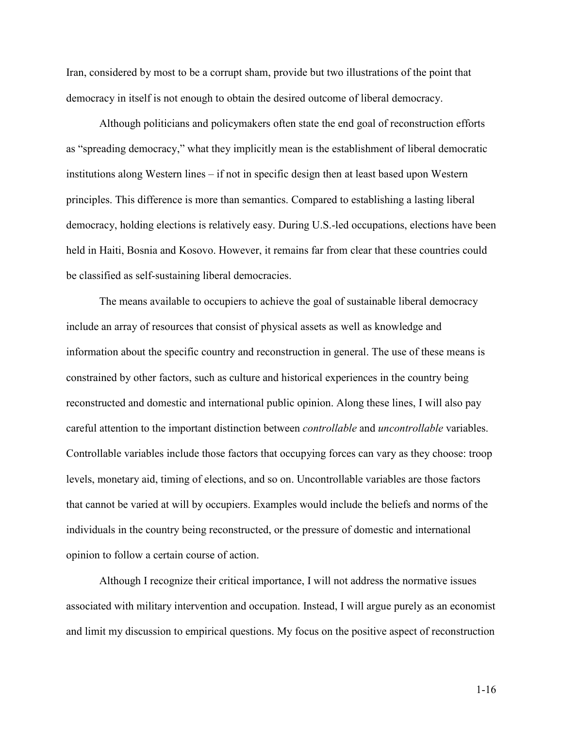Iran, considered by most to be a corrupt sham, provide but two illustrations of the point that democracy in itself is not enough to obtain the desired outcome of liberal democracy.

Although politicians and policymakers often state the end goal of reconstruction efforts as "spreading democracy," what they implicitly mean is the establishment of liberal democratic institutions along Western lines – if not in specific design then at least based upon Western principles. This difference is more than semantics. Compared to establishing a lasting liberal democracy, holding elections is relatively easy. During U.S.-led occupations, elections have been held in Haiti, Bosnia and Kosovo. However, it remains far from clear that these countries could be classified as self-sustaining liberal democracies.

The means available to occupiers to achieve the goal of sustainable liberal democracy include an array of resources that consist of physical assets as well as knowledge and information about the specific country and reconstruction in general. The use of these means is constrained by other factors, such as culture and historical experiences in the country being reconstructed and domestic and international public opinion. Along these lines, I will also pay careful attention to the important distinction between *controllable* and *uncontrollable* variables. Controllable variables include those factors that occupying forces can vary as they choose: troop levels, monetary aid, timing of elections, and so on. Uncontrollable variables are those factors that cannot be varied at will by occupiers. Examples would include the beliefs and norms of the individuals in the country being reconstructed, or the pressure of domestic and international opinion to follow a certain course of action.

Although I recognize their critical importance, I will not address the normative issues associated with military intervention and occupation. Instead, I will argue purely as an economist and limit my discussion to empirical questions. My focus on the positive aspect of reconstruction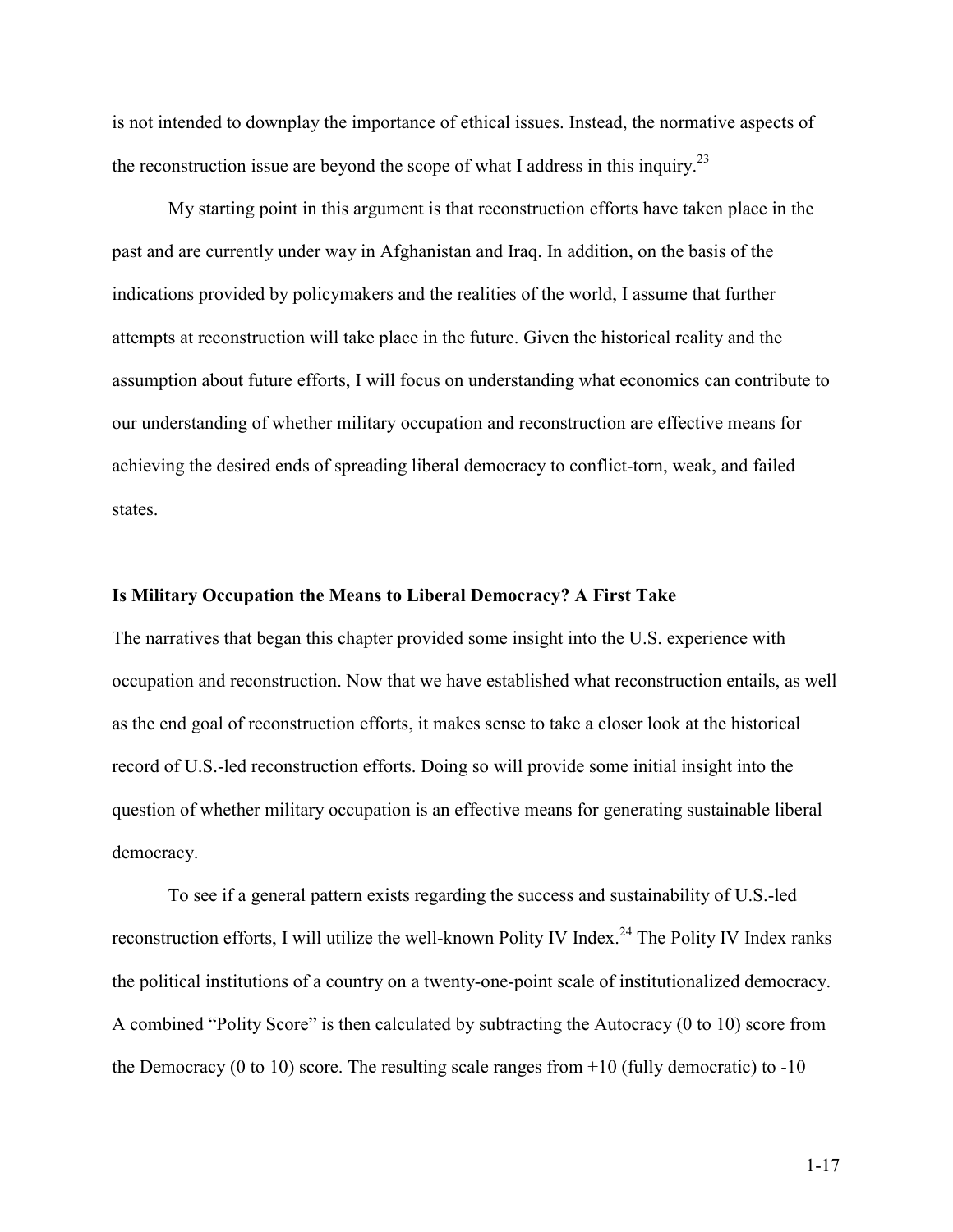is not intended to downplay the importance of ethical issues. Instead, the normative aspects of the reconstruction issue are beyond the scope of what I address in this inquiry.[23]

My starting point in this argument is that reconstruction efforts have taken place in the past and are currently under way in Afghanistan and Iraq. In addition, on the basis of the indications provided by policymakers and the realities of the world, I assume that further attempts at reconstruction will take place in the future. Given the historical reality and the assumption about future efforts, I will focus on understanding what economics can contribute to our understanding of whether military occupation and reconstruction are effective means for achieving the desired ends of spreading liberal democracy to conflict-torn, weak, and failed states.

### Is Military Occupation the Means to Liberal Democracy? A First Take

The narratives that began this chapter provided some insight into the U.S. experience with occupation and reconstruction. Now that we have established what reconstruction entails, as well as the end goal of reconstruction efforts, it makes sense to take a closer look at the historical record of U.S.-led reconstruction efforts. Doing so will provide some initial insight into the question of whether military occupation is an effective means for generating sustainable liberal democracy.

To see if a general pattern exists regarding the success and sustainability of U.S.-led reconstruction efforts, I will utilize the well-known Polity IV Index.[24] The Polity IV Index ranks the political institutions of a country on a twenty-one-point scale of institutionalized democracy. A combined "Polity Score" is then calculated by subtracting the Autocracy (0 to 10) score from the Democracy (0 to 10) score. The resulting scale ranges from +10 (fully democratic) to -10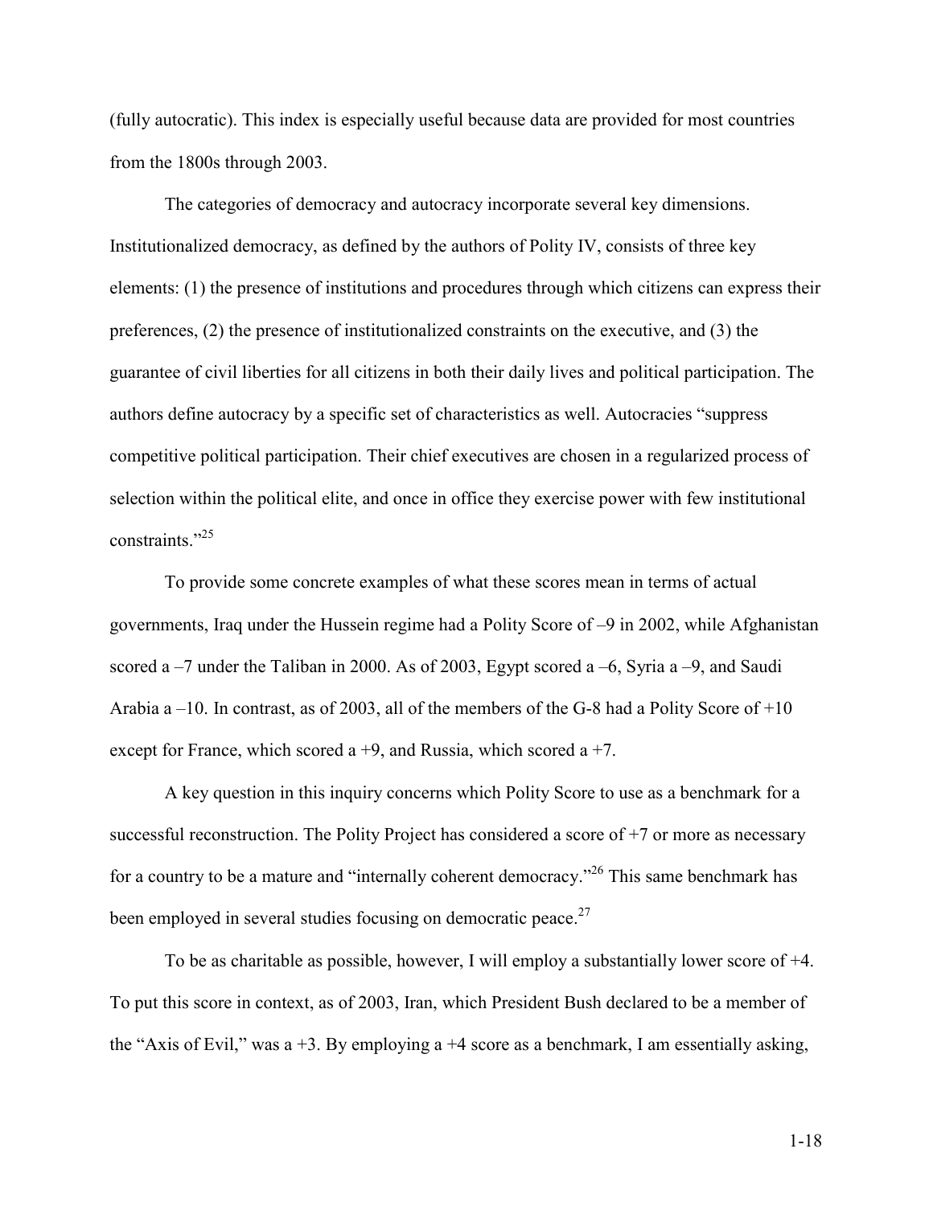(fully autocratic). This index is especially useful because data are provided for most countries from the 1800s through 2003.

The categories of democracy and autocracy incorporate several key dimensions. Institutionalized democracy, as defined by the authors of Polity IV, consists of three key elements: (1) the presence of institutions and procedures through which citizens can express their preferences, (2) the presence of institutionalized constraints on the executive, and (3) the guarantee of civil liberties for all citizens in both their daily lives and political participation. The authors define autocracy by a specific set of characteristics as well. Autocracies "suppress competitive political participation. Their chief executives are chosen in a regularized process of selection within the political elite, and once in office they exercise power with few institutional constraints."[25]

To provide some concrete examples of what these scores mean in terms of actual governments, Iraq under the Hussein regime had a Polity Score of –9 in 2002, while Afghanistan scored a –7 under the Taliban in 2000. As of 2003, Egypt scored a –6, Syria a –9, and Saudi Arabia a –10. In contrast, as of 2003, all of the members of the G-8 had a Polity Score of +10 except for France, which scored a +9, and Russia, which scored a +7.

A key question in this inquiry concerns which Polity Score to use as a benchmark for a successful reconstruction. The Polity Project has considered a score of +7 or more as necessary for a country to be a mature and "internally coherent democracy."[26] This same benchmark has been employed in several studies focusing on democratic peace.[27]

To be as charitable as possible, however, I will employ a substantially lower score of +4. To put this score in context, as of 2003, Iran, which President Bush declared to be a member of the "Axis of Evil," was a +3. By employing a +4 score as a benchmark, I am essentially asking,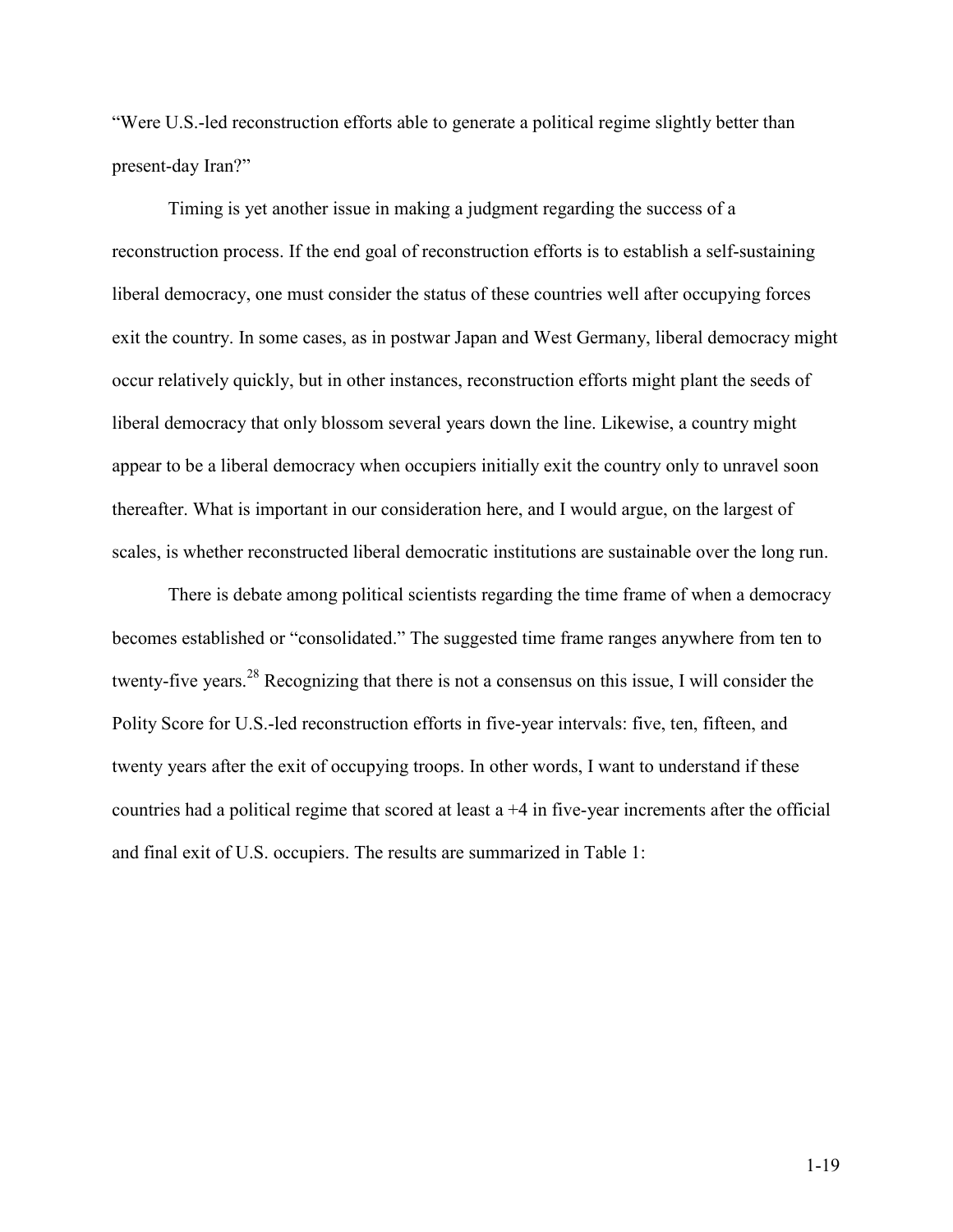"Were U.S.-led reconstruction efforts able to generate a political regime slightly better than present-day Iran?"

Timing is yet another issue in making a judgment regarding the success of a reconstruction process. If the end goal of reconstruction efforts is to establish a self-sustaining liberal democracy, one must consider the status of these countries well after occupying forces exit the country. In some cases, as in postwar Japan and West Germany, liberal democracy might occur relatively quickly, but in other instances, reconstruction efforts might plant the seeds of liberal democracy that only blossom several years down the line. Likewise, a country might appear to be a liberal democracy when occupiers initially exit the country only to unravel soon thereafter. What is important in our consideration here, and I would argue, on the largest of scales, is whether reconstructed liberal democratic institutions are sustainable over the long run.

There is debate among political scientists regarding the time frame of when a democracy becomes established or "consolidated." The suggested time frame ranges anywhere from ten to twenty-five years.[28] Recognizing that there is not a consensus on this issue, I will consider the Polity Score for U.S.-led reconstruction efforts in five-year intervals: five, ten, fifteen, and twenty years after the exit of occupying troops. In other words, I want to understand if these countries had a political regime that scored at least a +4 in five-year increments after the official and final exit of U.S. occupiers. The results are summarized in Table 1: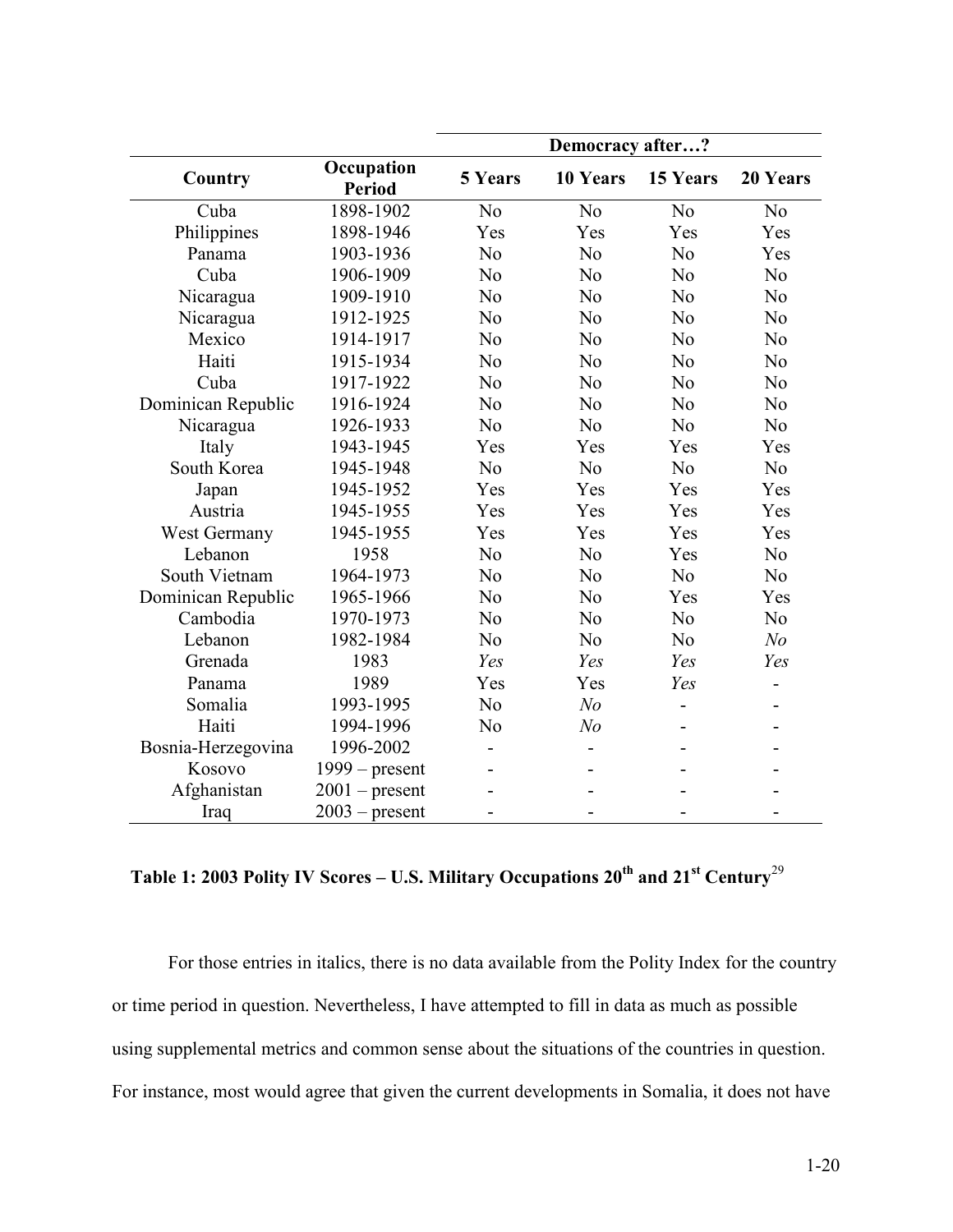| | | Democracy after…? | | | |
|---|---|---|---|---|---|
| **Country** | **Occupation Period** | **5 Years** | **10 Years** | **15 Years** | **20 Years** |
| Cuba | 1898-1902 | No | No | No | No |
| Philippines | 1898-1946 | Yes | Yes | Yes | Yes |
| Panama | 1903-1936 | No | No | No | Yes |
| Cuba | 1906-1909 | No | No | No | No |
| Nicaragua | 1909-1910 | No | No | No | No |
| Nicaragua | 1912-1925 | No | No | No | No |
| Mexico | 1914-1917 | No | No | No | No |
| Haiti | 1915-1934 | No | No | No | No |
| Cuba | 1917-1922 | No | No | No | No |
| Dominican Republic | 1916-1924 | No | No | No | No |
| Nicaragua | 1926-1933 | No | No | No | No |
| Italy | 1943-1945 | Yes | Yes | Yes | Yes |
| South Korea | 1945-1948 | No | No | No | No |
| Japan | 1945-1952 | Yes | Yes | Yes | Yes |
| Austria | 1945-1955 | Yes | Yes | Yes | Yes |
| West Germany | 1945-1955 | Yes | Yes | Yes | Yes |
| Lebanon | 1958 | No | No | Yes | No |
| South Vietnam | 1964-1973 | No | No | No | No |
| Dominican Republic | 1965-1966 | No | No | Yes | Yes |
| Cambodia | 1970-1973 | No | No | No | No |
| Lebanon | 1982-1984 | No | No | No | *No* |
| Grenada | 1983 | *Yes* | *Yes* | *Yes* | *Yes* |
| Panama | 1989 | Yes | Yes | *Yes* | - |
| Somalia | 1993-1995 | No | *No* | - | - |
| Haiti | 1994-1996 | No | *No* | - | - |
| Bosnia-Herzegovina | 1996-2002 | - | - | - | - |
| Kosovo | 1999 – present | - | - | - | - |
| Afghanistan | 2001 – present | - | - | - | - |
| Iraq | 2003 – present | - | - | - | - |

**Table 1: 2003 Polity IV Scores – U.S. Military Occupations 20th and 21st Century**[29]

For those entries in italics, there is no data available from the Polity Index for the country or time period in question. Nevertheless, I have attempted to fill in data as much as possible using supplemental metrics and common sense about the situations of the countries in question. For instance, most would agree that given the current developments in Somalia, it does not have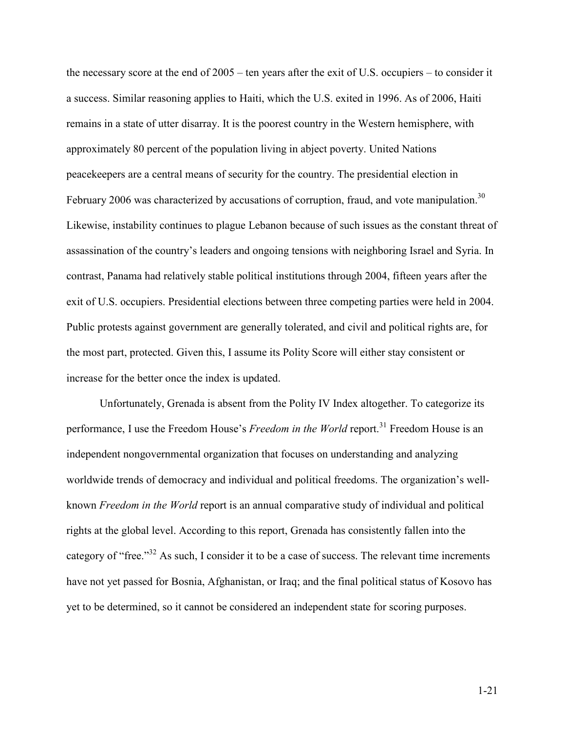the necessary score at the end of 2005 – ten years after the exit of U.S. occupiers – to consider it a success. Similar reasoning applies to Haiti, which the U.S. exited in 1996. As of 2006, Haiti remains in a state of utter disarray. It is the poorest country in the Western hemisphere, with approximately 80 percent of the population living in abject poverty. United Nations peacekeepers are a central means of security for the country. The presidential election in February 2006 was characterized by accusations of corruption, fraud, and vote manipulation.[30] Likewise, instability continues to plague Lebanon because of such issues as the constant threat of assassination of the country's leaders and ongoing tensions with neighboring Israel and Syria. In contrast, Panama had relatively stable political institutions through 2004, fifteen years after the exit of U.S. occupiers. Presidential elections between three competing parties were held in 2004. Public protests against government are generally tolerated, and civil and political rights are, for the most part, protected. Given this, I assume its Polity Score will either stay consistent or increase for the better once the index is updated.

Unfortunately, Grenada is absent from the Polity IV Index altogether. To categorize its performance, I use the Freedom House's *Freedom in the World* report.[31] Freedom House is an independent nongovernmental organization that focuses on understanding and analyzing worldwide trends of democracy and individual and political freedoms. The organization's well-known *Freedom in the World* report is an annual comparative study of individual and political rights at the global level. According to this report, Grenada has consistently fallen into the category of "free."[32] As such, I consider it to be a case of success. The relevant time increments have not yet passed for Bosnia, Afghanistan, or Iraq; and the final political status of Kosovo has yet to be determined, so it cannot be considered an independent state for scoring purposes.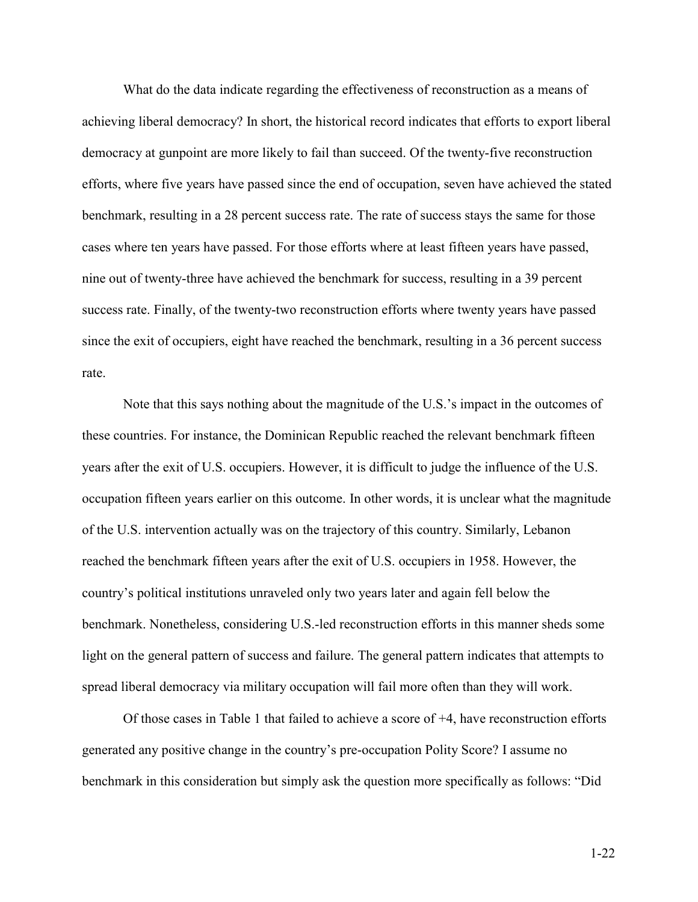What do the data indicate regarding the effectiveness of reconstruction as a means of achieving liberal democracy? In short, the historical record indicates that efforts to export liberal democracy at gunpoint are more likely to fail than succeed. Of the twenty-five reconstruction efforts, where five years have passed since the end of occupation, seven have achieved the stated benchmark, resulting in a 28 percent success rate. The rate of success stays the same for those cases where ten years have passed. For those efforts where at least fifteen years have passed, nine out of twenty-three have achieved the benchmark for success, resulting in a 39 percent success rate. Finally, of the twenty-two reconstruction efforts where twenty years have passed since the exit of occupiers, eight have reached the benchmark, resulting in a 36 percent success rate.

Note that this says nothing about the magnitude of the U.S.'s impact in the outcomes of these countries. For instance, the Dominican Republic reached the relevant benchmark fifteen years after the exit of U.S. occupiers. However, it is difficult to judge the influence of the U.S. occupation fifteen years earlier on this outcome. In other words, it is unclear what the magnitude of the U.S. intervention actually was on the trajectory of this country. Similarly, Lebanon reached the benchmark fifteen years after the exit of U.S. occupiers in 1958. However, the country's political institutions unraveled only two years later and again fell below the benchmark. Nonetheless, considering U.S.-led reconstruction efforts in this manner sheds some light on the general pattern of success and failure. The general pattern indicates that attempts to spread liberal democracy via military occupation will fail more often than they will work.

Of those cases in Table 1 that failed to achieve a score of +4, have reconstruction efforts generated any positive change in the country's pre-occupation Polity Score? I assume no benchmark in this consideration but simply ask the question more specifically as follows: "Did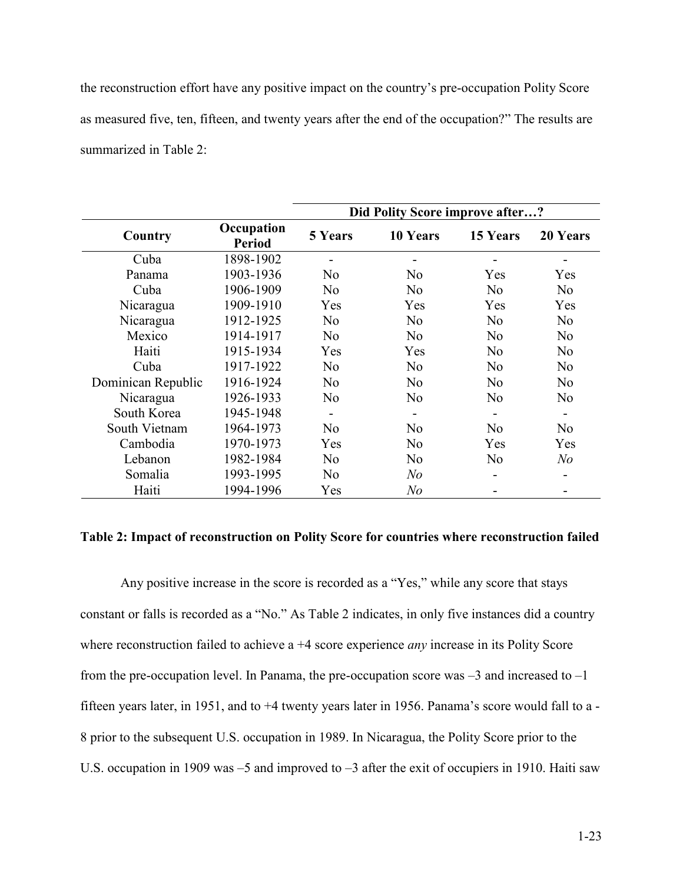the reconstruction effort have any positive impact on the country's pre-occupation Polity Score as measured five, ten, fifteen, and twenty years after the end of the occupation?" The results are summarized in Table 2:

| Country | Occupation Period | Did Polity Score improve after…? | | | |
|---|---|---|---|---|---|
| | | **5 Years** | **10 Years** | **15 Years** | **20 Years** |
| Cuba | 1898-1902 | - | - | - | - |
| Panama | 1903-1936 | No | No | Yes | Yes |
| Cuba | 1906-1909 | No | No | No | No |
| Nicaragua | 1909-1910 | Yes | Yes | Yes | Yes |
| Nicaragua | 1912-1925 | No | No | No | No |
| Mexico | 1914-1917 | No | No | No | No |
| Haiti | 1915-1934 | Yes | Yes | No | No |
| Cuba | 1917-1922 | No | No | No | No |
| Dominican Republic | 1916-1924 | No | No | No | No |
| Nicaragua | 1926-1933 | No | No | No | No |
| South Korea | 1945-1948 | - | - | - | - |
| South Vietnam | 1964-1973 | No | No | No | No |
| Cambodia | 1970-1973 | Yes | No | Yes | Yes |
| Lebanon | 1982-1984 | No | No | No | *No* |
| Somalia | 1993-1995 | No | *No* | - | - |
| Haiti | 1994-1996 | Yes | *No* | - | - |

**Table 2: Impact of reconstruction on Polity Score for countries where reconstruction failed**

Any positive increase in the score is recorded as a "Yes," while any score that stays constant or falls is recorded as a "No." As Table 2 indicates, in only five instances did a country where reconstruction failed to achieve a +4 score experience *any* increase in its Polity Score from the pre-occupation level. In Panama, the pre-occupation score was –3 and increased to –1 fifteen years later, in 1951, and to +4 twenty years later in 1956. Panama's score would fall to a -8 prior to the subsequent U.S. occupation in 1989. In Nicaragua, the Polity Score prior to the U.S. occupation in 1909 was –5 and improved to –3 after the exit of occupiers in 1910. Haiti saw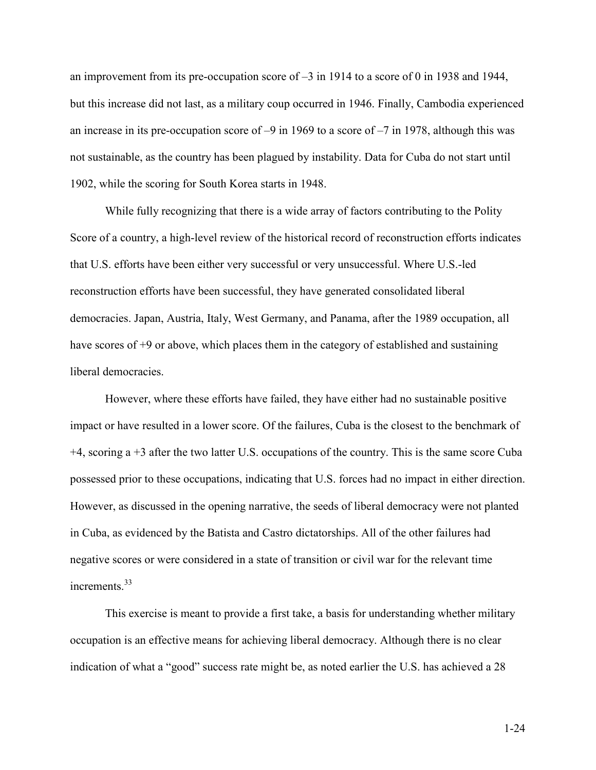an improvement from its pre-occupation score of –3 in 1914 to a score of 0 in 1938 and 1944, but this increase did not last, as a military coup occurred in 1946. Finally, Cambodia experienced an increase in its pre-occupation score of –9 in 1969 to a score of –7 in 1978, although this was not sustainable, as the country has been plagued by instability. Data for Cuba do not start until 1902, while the scoring for South Korea starts in 1948.

While fully recognizing that there is a wide array of factors contributing to the Polity Score of a country, a high-level review of the historical record of reconstruction efforts indicates that U.S. efforts have been either very successful or very unsuccessful. Where U.S.-led reconstruction efforts have been successful, they have generated consolidated liberal democracies. Japan, Austria, Italy, West Germany, and Panama, after the 1989 occupation, all have scores of +9 or above, which places them in the category of established and sustaining liberal democracies.

However, where these efforts have failed, they have either had no sustainable positive impact or have resulted in a lower score. Of the failures, Cuba is the closest to the benchmark of +4, scoring a +3 after the two latter U.S. occupations of the country. This is the same score Cuba possessed prior to these occupations, indicating that U.S. forces had no impact in either direction. However, as discussed in the opening narrative, the seeds of liberal democracy were not planted in Cuba, as evidenced by the Batista and Castro dictatorships. All of the other failures had negative scores or were considered in a state of transition or civil war for the relevant time increments.[33]

This exercise is meant to provide a first take, a basis for understanding whether military occupation is an effective means for achieving liberal democracy. Although there is no clear indication of what a "good" success rate might be, as noted earlier the U.S. has achieved a 28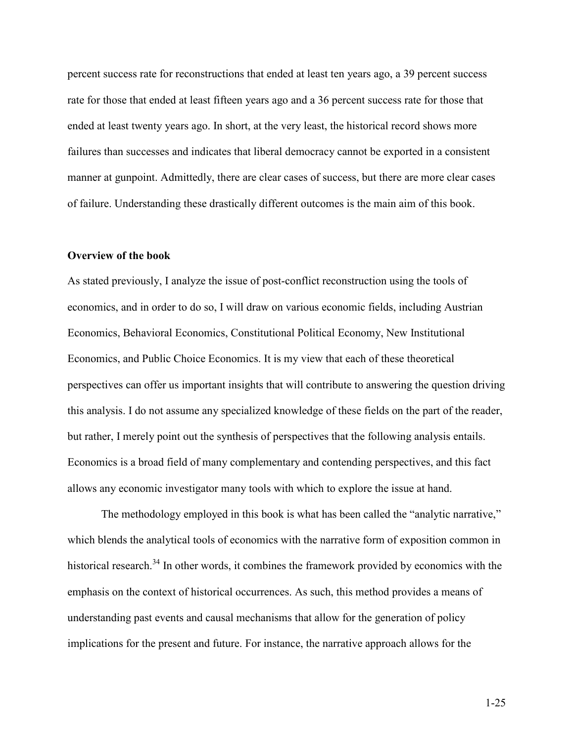percent success rate for reconstructions that ended at least ten years ago, a 39 percent success rate for those that ended at least fifteen years ago and a 36 percent success rate for those that ended at least twenty years ago. In short, at the very least, the historical record shows more failures than successes and indicates that liberal democracy cannot be exported in a consistent manner at gunpoint. Admittedly, there are clear cases of success, but there are more clear cases of failure. Understanding these drastically different outcomes is the main aim of this book.

**Overview of the book**

As stated previously, I analyze the issue of post-conflict reconstruction using the tools of economics, and in order to do so, I will draw on various economic fields, including Austrian Economics, Behavioral Economics, Constitutional Political Economy, New Institutional Economics, and Public Choice Economics. It is my view that each of these theoretical perspectives can offer us important insights that will contribute to answering the question driving this analysis. I do not assume any specialized knowledge of these fields on the part of the reader, but rather, I merely point out the synthesis of perspectives that the following analysis entails. Economics is a broad field of many complementary and contending perspectives, and this fact allows any economic investigator many tools with which to explore the issue at hand.

The methodology employed in this book is what has been called the "analytic narrative," which blends the analytical tools of economics with the narrative form of exposition common in historical research.[34] In other words, it combines the framework provided by economics with the emphasis on the context of historical occurrences. As such, this method provides a means of understanding past events and causal mechanisms that allow for the generation of policy implications for the present and future. For instance, the narrative approach allows for the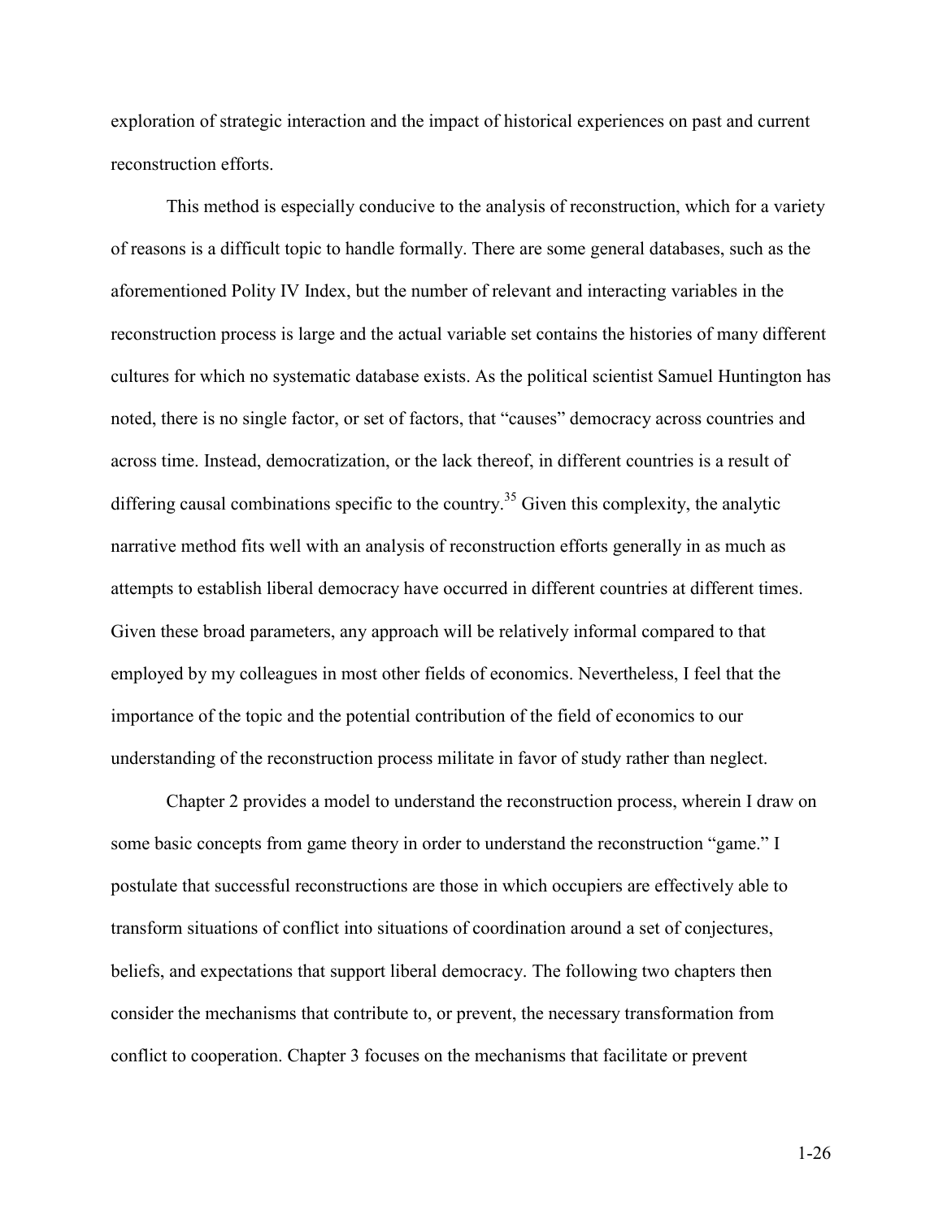exploration of strategic interaction and the impact of historical experiences on past and current reconstruction efforts.

This method is especially conducive to the analysis of reconstruction, which for a variety of reasons is a difficult topic to handle formally. There are some general databases, such as the aforementioned Polity IV Index, but the number of relevant and interacting variables in the reconstruction process is large and the actual variable set contains the histories of many different cultures for which no systematic database exists. As the political scientist Samuel Huntington has noted, there is no single factor, or set of factors, that "causes" democracy across countries and across time. Instead, democratization, or the lack thereof, in different countries is a result of differing causal combinations specific to the country.[35] Given this complexity, the analytic narrative method fits well with an analysis of reconstruction efforts generally in as much as attempts to establish liberal democracy have occurred in different countries at different times. Given these broad parameters, any approach will be relatively informal compared to that employed by my colleagues in most other fields of economics. Nevertheless, I feel that the importance of the topic and the potential contribution of the field of economics to our understanding of the reconstruction process militate in favor of study rather than neglect.

Chapter 2 provides a model to understand the reconstruction process, wherein I draw on some basic concepts from game theory in order to understand the reconstruction "game." I postulate that successful reconstructions are those in which occupiers are effectively able to transform situations of conflict into situations of coordination around a set of conjectures, beliefs, and expectations that support liberal democracy. The following two chapters then consider the mechanisms that contribute to, or prevent, the necessary transformation from conflict to cooperation. Chapter 3 focuses on the mechanisms that facilitate or prevent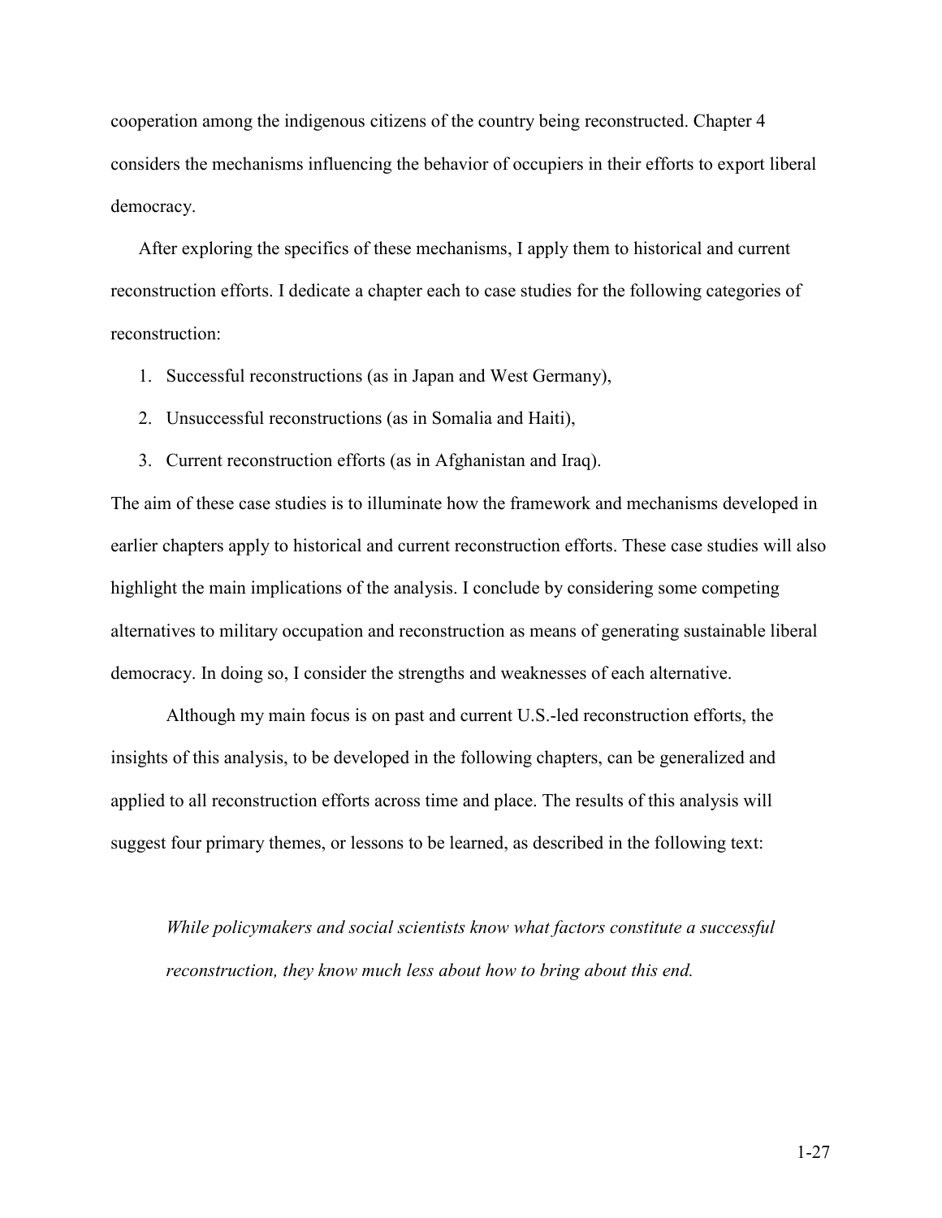cooperation among the indigenous citizens of the country being reconstructed. Chapter 4 considers the mechanisms influencing the behavior of occupiers in their efforts to export liberal democracy.

After exploring the specifics of these mechanisms, I apply them to historical and current reconstruction efforts. I dedicate a chapter each to case studies for the following categories of reconstruction:

1. Successful reconstructions (as in Japan and West Germany),
2. Unsuccessful reconstructions (as in Somalia and Haiti),
3. Current reconstruction efforts (as in Afghanistan and Iraq).

The aim of these case studies is to illuminate how the framework and mechanisms developed in earlier chapters apply to historical and current reconstruction efforts. These case studies will also highlight the main implications of the analysis. I conclude by considering some competing alternatives to military occupation and reconstruction as means of generating sustainable liberal democracy. In doing so, I consider the strengths and weaknesses of each alternative.

Although my main focus is on past and current U.S.-led reconstruction efforts, the insights of this analysis, to be developed in the following chapters, can be generalized and applied to all reconstruction efforts across time and place. The results of this analysis will suggest four primary themes, or lessons to be learned, as described in the following text:

> *While policymakers and social scientists know what factors constitute a successful reconstruction, they know much less about how to bring about this end.*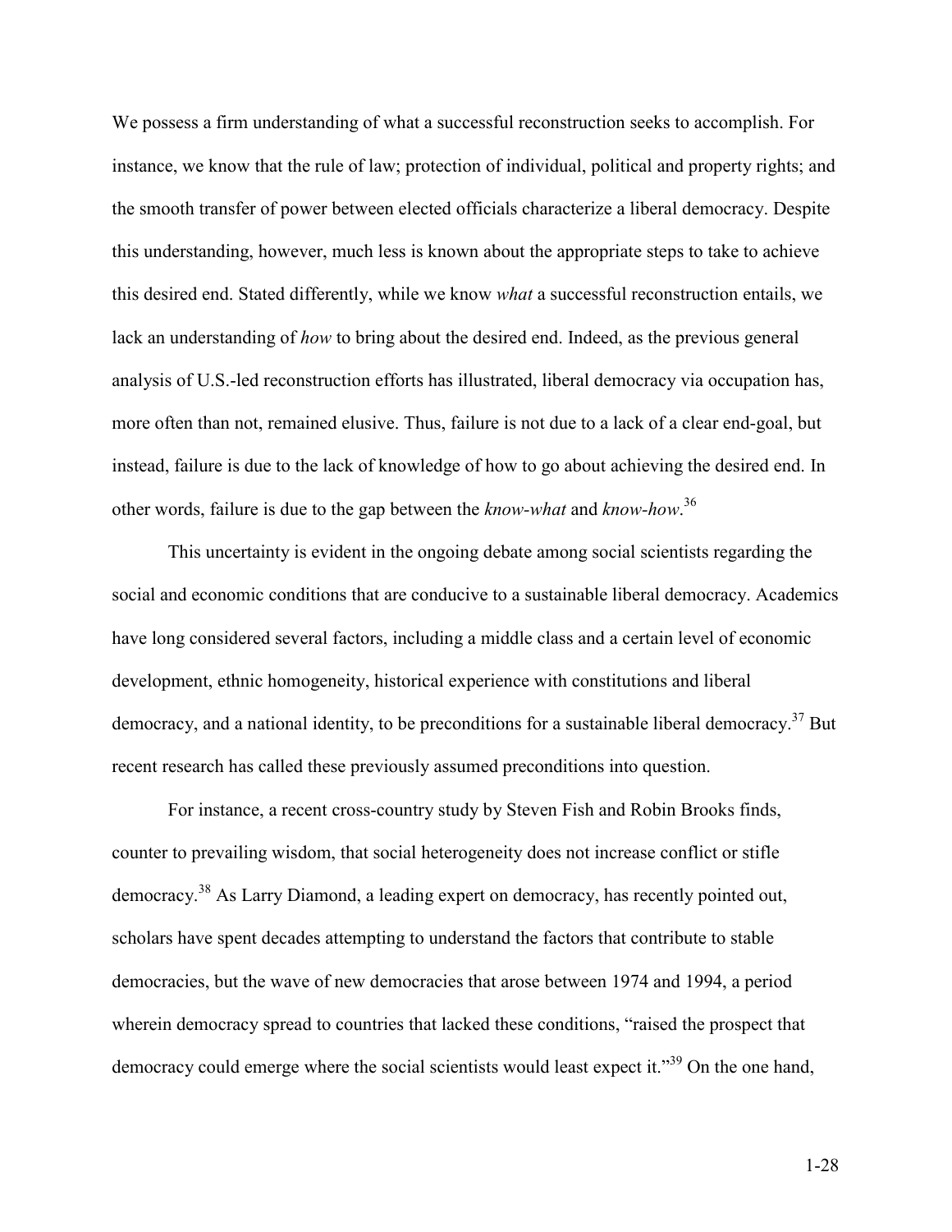We possess a firm understanding of what a successful reconstruction seeks to accomplish. For instance, we know that the rule of law; protection of individual, political and property rights; and the smooth transfer of power between elected officials characterize a liberal democracy. Despite this understanding, however, much less is known about the appropriate steps to take to achieve this desired end. Stated differently, while we know *what* a successful reconstruction entails, we lack an understanding of *how* to bring about the desired end. Indeed, as the previous general analysis of U.S.-led reconstruction efforts has illustrated, liberal democracy via occupation has, more often than not, remained elusive. Thus, failure is not due to a lack of a clear end-goal, but instead, failure is due to the lack of knowledge of how to go about achieving the desired end. In other words, failure is due to the gap between the *know-what* and *know-how*.[36]

This uncertainty is evident in the ongoing debate among social scientists regarding the social and economic conditions that are conducive to a sustainable liberal democracy. Academics have long considered several factors, including a middle class and a certain level of economic development, ethnic homogeneity, historical experience with constitutions and liberal democracy, and a national identity, to be preconditions for a sustainable liberal democracy.[37] But recent research has called these previously assumed preconditions into question.

For instance, a recent cross-country study by Steven Fish and Robin Brooks finds, counter to prevailing wisdom, that social heterogeneity does not increase conflict or stifle democracy.[38] As Larry Diamond, a leading expert on democracy, has recently pointed out, scholars have spent decades attempting to understand the factors that contribute to stable democracies, but the wave of new democracies that arose between 1974 and 1994, a period wherein democracy spread to countries that lacked these conditions, "raised the prospect that democracy could emerge where the social scientists would least expect it."[39] On the one hand,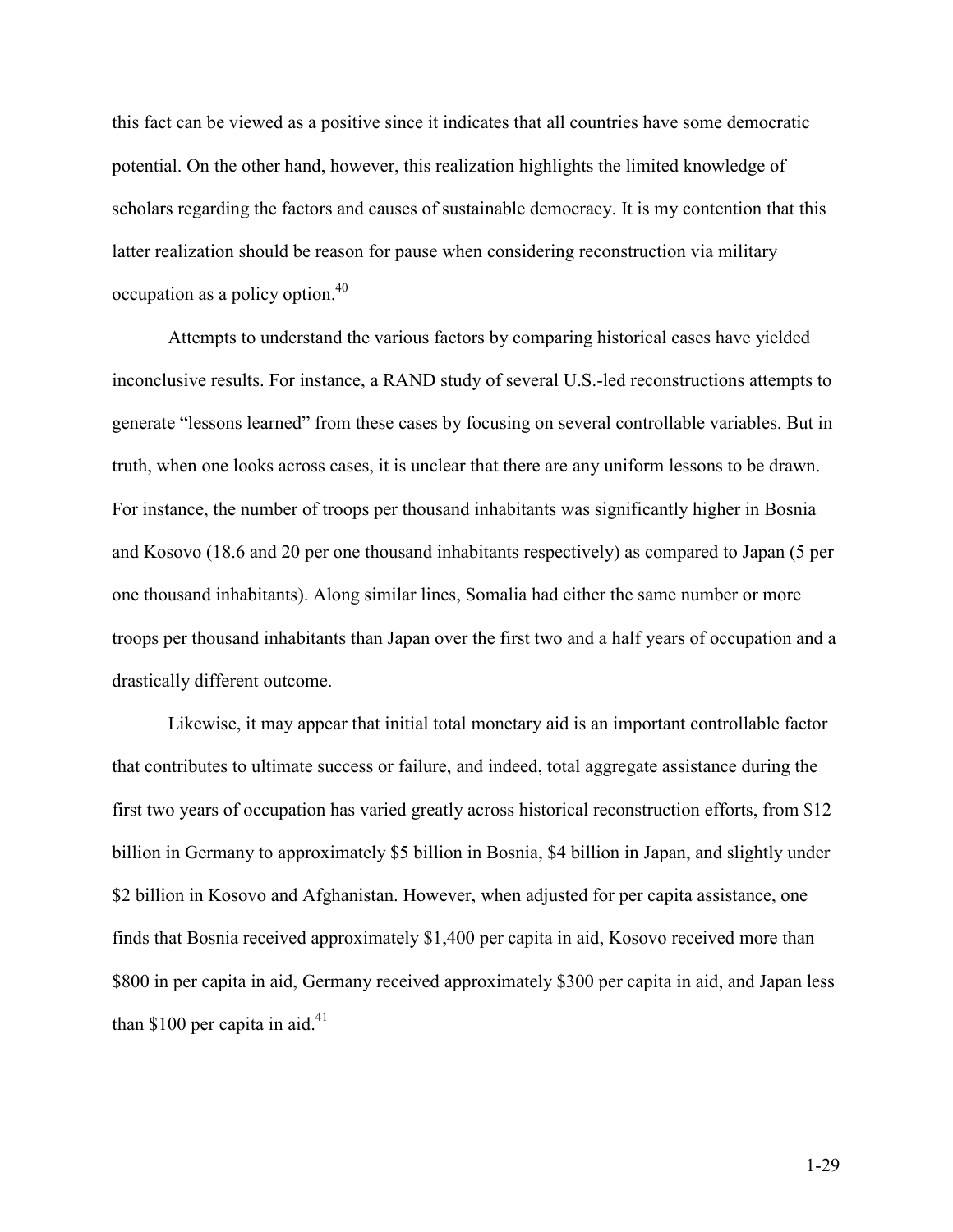this fact can be viewed as a positive since it indicates that all countries have some democratic potential. On the other hand, however, this realization highlights the limited knowledge of scholars regarding the factors and causes of sustainable democracy. It is my contention that this latter realization should be reason for pause when considering reconstruction via military occupation as a policy option.[40]

Attempts to understand the various factors by comparing historical cases have yielded inconclusive results. For instance, a RAND study of several U.S.-led reconstructions attempts to generate "lessons learned" from these cases by focusing on several controllable variables. But in truth, when one looks across cases, it is unclear that there are any uniform lessons to be drawn. For instance, the number of troops per thousand inhabitants was significantly higher in Bosnia and Kosovo (18.6 and 20 per one thousand inhabitants respectively) as compared to Japan (5 per one thousand inhabitants). Along similar lines, Somalia had either the same number or more troops per thousand inhabitants than Japan over the first two and a half years of occupation and a drastically different outcome.

Likewise, it may appear that initial total monetary aid is an important controllable factor that contributes to ultimate success or failure, and indeed, total aggregate assistance during the first two years of occupation has varied greatly across historical reconstruction efforts, from $12 billion in Germany to approximately $5 billion in Bosnia, $4 billion in Japan, and slightly under $2 billion in Kosovo and Afghanistan. However, when adjusted for per capita assistance, one finds that Bosnia received approximately $1,400 per capita in aid, Kosovo received more than $800 in per capita in aid, Germany received approximately $300 per capita in aid, and Japan less than $100 per capita in aid.[41]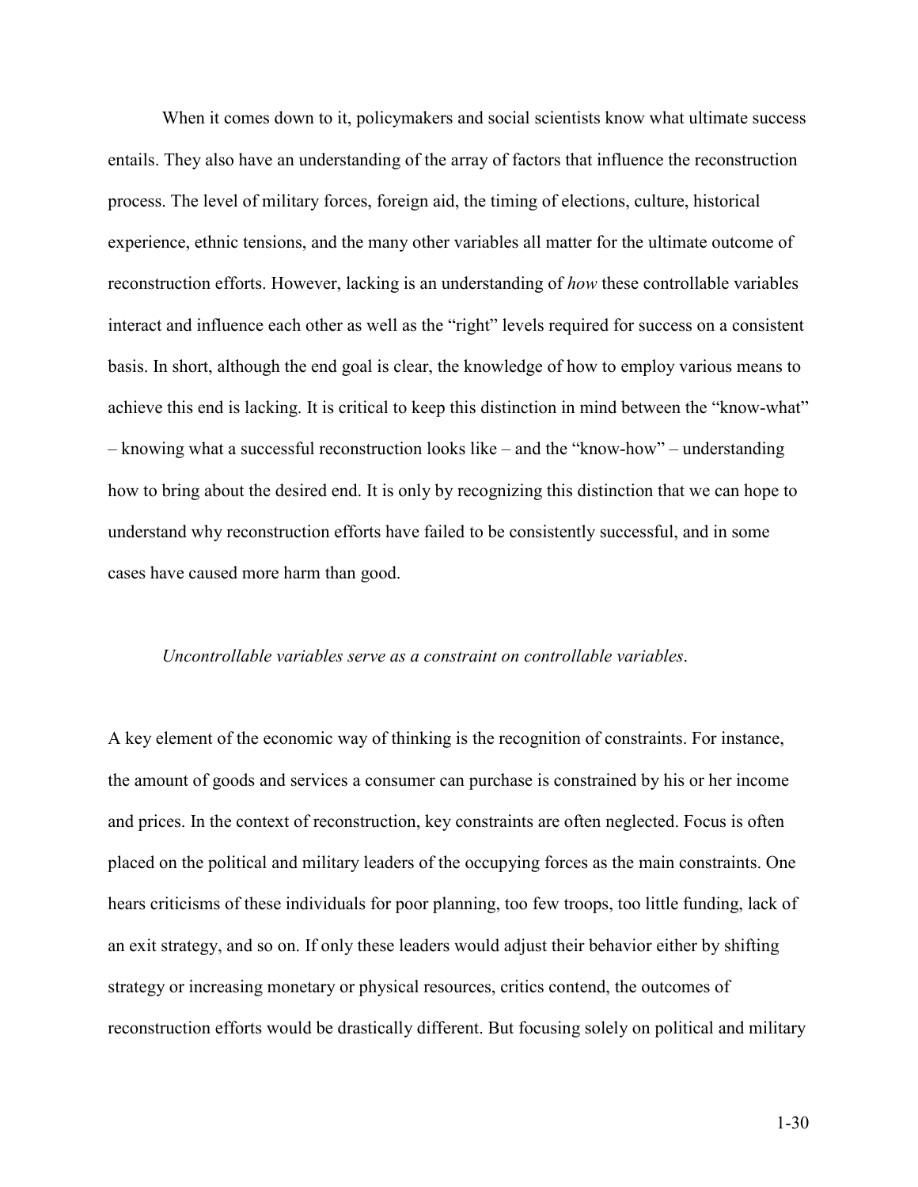When it comes down to it, policymakers and social scientists know what ultimate success entails. They also have an understanding of the array of factors that influence the reconstruction process. The level of military forces, foreign aid, the timing of elections, culture, historical experience, ethnic tensions, and the many other variables all matter for the ultimate outcome of reconstruction efforts. However, lacking is an understanding of *how* these controllable variables interact and influence each other as well as the "right" levels required for success on a consistent basis. In short, although the end goal is clear, the knowledge of how to employ various means to achieve this end is lacking. It is critical to keep this distinction in mind between the "know-what" – knowing what a successful reconstruction looks like – and the "know-how" – understanding how to bring about the desired end. It is only by recognizing this distinction that we can hope to understand why reconstruction efforts have failed to be consistently successful, and in some cases have caused more harm than good.

*Uncontrollable variables serve as a constraint on controllable variables*.

A key element of the economic way of thinking is the recognition of constraints. For instance, the amount of goods and services a consumer can purchase is constrained by his or her income and prices. In the context of reconstruction, key constraints are often neglected. Focus is often placed on the political and military leaders of the occupying forces as the main constraints. One hears criticisms of these individuals for poor planning, too few troops, too little funding, lack of an exit strategy, and so on. If only these leaders would adjust their behavior either by shifting strategy or increasing monetary or physical resources, critics contend, the outcomes of reconstruction efforts would be drastically different. But focusing solely on political and military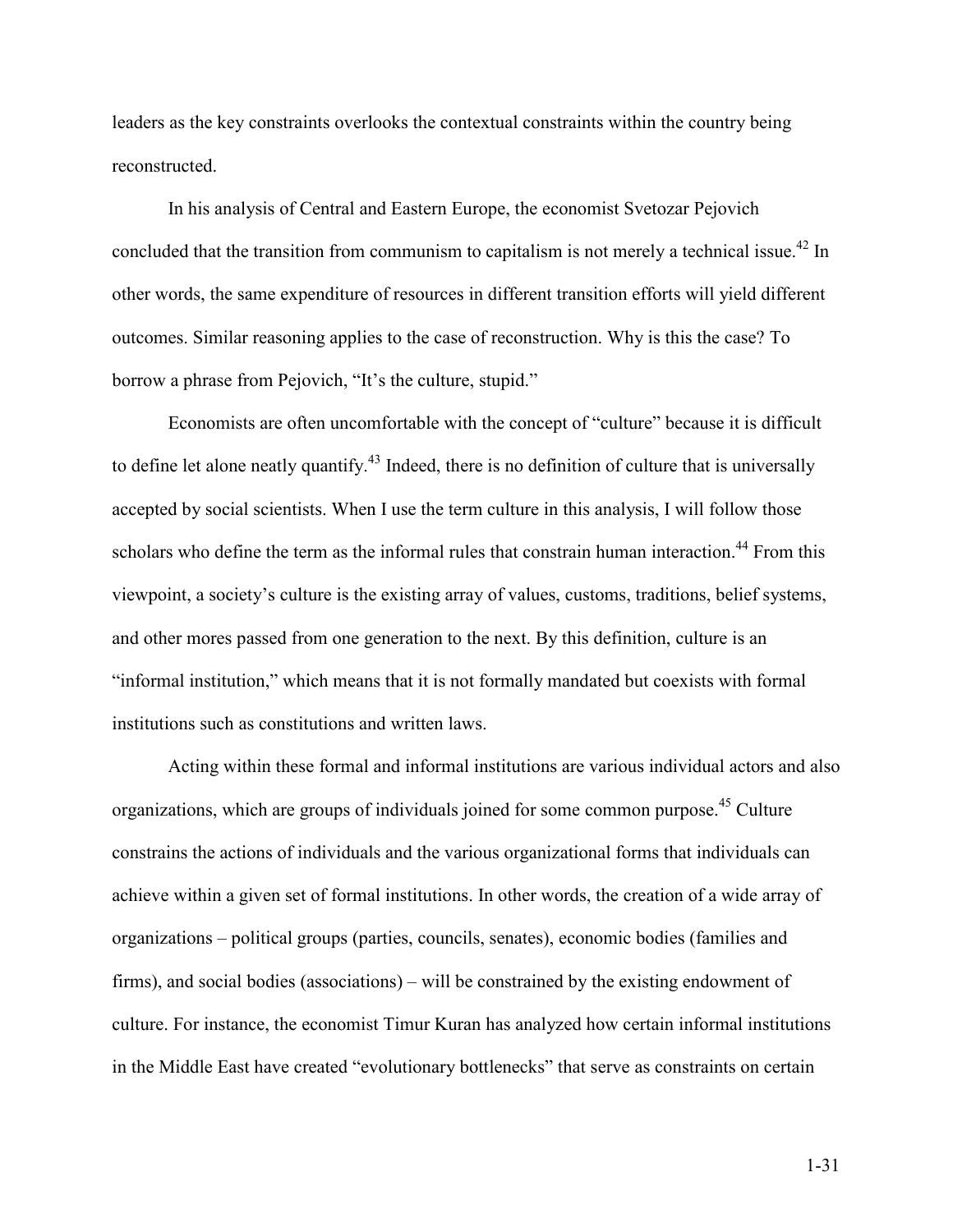leaders as the key constraints overlooks the contextual constraints within the country being reconstructed.

In his analysis of Central and Eastern Europe, the economist Svetozar Pejovich concluded that the transition from communism to capitalism is not merely a technical issue.[42] In other words, the same expenditure of resources in different transition efforts will yield different outcomes. Similar reasoning applies to the case of reconstruction. Why is this the case? To borrow a phrase from Pejovich, "It's the culture, stupid."

Economists are often uncomfortable with the concept of "culture" because it is difficult to define let alone neatly quantify.[43] Indeed, there is no definition of culture that is universally accepted by social scientists. When I use the term culture in this analysis, I will follow those scholars who define the term as the informal rules that constrain human interaction.[44] From this viewpoint, a society's culture is the existing array of values, customs, traditions, belief systems, and other mores passed from one generation to the next. By this definition, culture is an "informal institution," which means that it is not formally mandated but coexists with formal institutions such as constitutions and written laws.

Acting within these formal and informal institutions are various individual actors and also organizations, which are groups of individuals joined for some common purpose.[45] Culture constrains the actions of individuals and the various organizational forms that individuals can achieve within a given set of formal institutions. In other words, the creation of a wide array of organizations – political groups (parties, councils, senates), economic bodies (families and firms), and social bodies (associations) – will be constrained by the existing endowment of culture. For instance, the economist Timur Kuran has analyzed how certain informal institutions in the Middle East have created "evolutionary bottlenecks" that serve as constraints on certain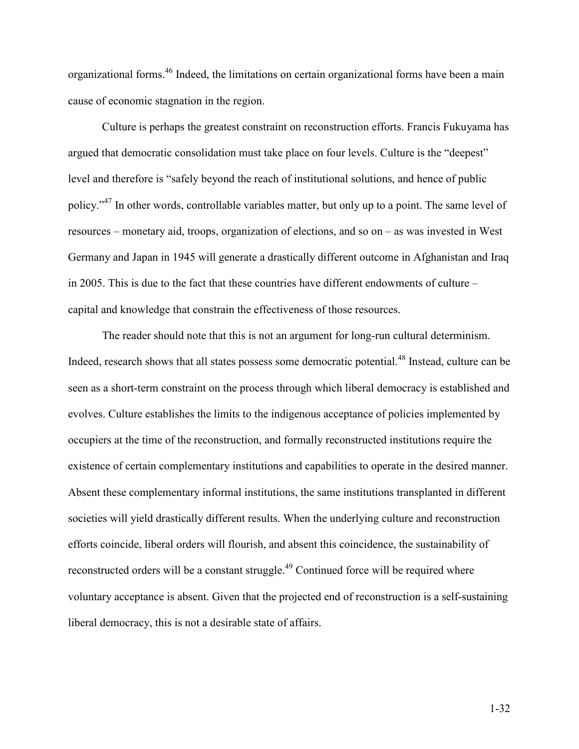organizational forms.[46] Indeed, the limitations on certain organizational forms have been a main cause of economic stagnation in the region.

Culture is perhaps the greatest constraint on reconstruction efforts. Francis Fukuyama has argued that democratic consolidation must take place on four levels. Culture is the "deepest" level and therefore is "safely beyond the reach of institutional solutions, and hence of public policy."[47] In other words, controllable variables matter, but only up to a point. The same level of resources – monetary aid, troops, organization of elections, and so on – as was invested in West Germany and Japan in 1945 will generate a drastically different outcome in Afghanistan and Iraq in 2005. This is due to the fact that these countries have different endowments of culture – capital and knowledge that constrain the effectiveness of those resources.

The reader should note that this is not an argument for long-run cultural determinism. Indeed, research shows that all states possess some democratic potential.[48] Instead, culture can be seen as a short-term constraint on the process through which liberal democracy is established and evolves. Culture establishes the limits to the indigenous acceptance of policies implemented by occupiers at the time of the reconstruction, and formally reconstructed institutions require the existence of certain complementary institutions and capabilities to operate in the desired manner. Absent these complementary informal institutions, the same institutions transplanted in different societies will yield drastically different results. When the underlying culture and reconstruction efforts coincide, liberal orders will flourish, and absent this coincidence, the sustainability of reconstructed orders will be a constant struggle.[49] Continued force will be required where voluntary acceptance is absent. Given that the projected end of reconstruction is a self-sustaining liberal democracy, this is not a desirable state of affairs.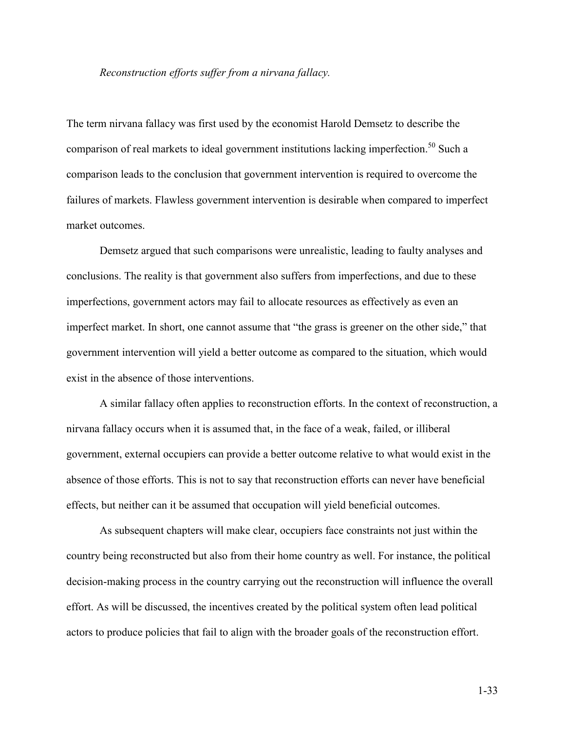*Reconstruction efforts suffer from a nirvana fallacy.*

The term nirvana fallacy was first used by the economist Harold Demsetz to describe the comparison of real markets to ideal government institutions lacking imperfection.[50] Such a comparison leads to the conclusion that government intervention is required to overcome the failures of markets. Flawless government intervention is desirable when compared to imperfect market outcomes.

Demsetz argued that such comparisons were unrealistic, leading to faulty analyses and conclusions. The reality is that government also suffers from imperfections, and due to these imperfections, government actors may fail to allocate resources as effectively as even an imperfect market. In short, one cannot assume that "the grass is greener on the other side," that government intervention will yield a better outcome as compared to the situation, which would exist in the absence of those interventions.

A similar fallacy often applies to reconstruction efforts. In the context of reconstruction, a nirvana fallacy occurs when it is assumed that, in the face of a weak, failed, or illiberal government, external occupiers can provide a better outcome relative to what would exist in the absence of those efforts. This is not to say that reconstruction efforts can never have beneficial effects, but neither can it be assumed that occupation will yield beneficial outcomes.

As subsequent chapters will make clear, occupiers face constraints not just within the country being reconstructed but also from their home country as well. For instance, the political decision-making process in the country carrying out the reconstruction will influence the overall effort. As will be discussed, the incentives created by the political system often lead political actors to produce policies that fail to align with the broader goals of the reconstruction effort.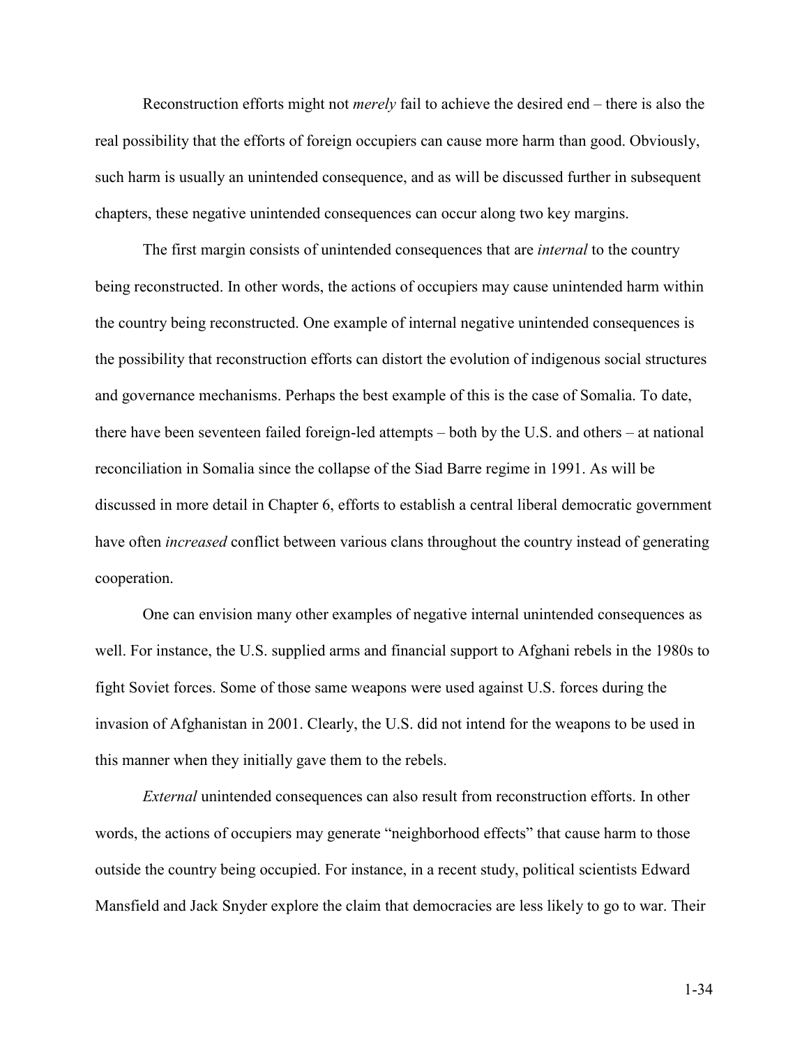Reconstruction efforts might not *merely* fail to achieve the desired end – there is also the real possibility that the efforts of foreign occupiers can cause more harm than good. Obviously, such harm is usually an unintended consequence, and as will be discussed further in subsequent chapters, these negative unintended consequences can occur along two key margins.

The first margin consists of unintended consequences that are *internal* to the country being reconstructed. In other words, the actions of occupiers may cause unintended harm within the country being reconstructed. One example of internal negative unintended consequences is the possibility that reconstruction efforts can distort the evolution of indigenous social structures and governance mechanisms. Perhaps the best example of this is the case of Somalia. To date, there have been seventeen failed foreign-led attempts – both by the U.S. and others – at national reconciliation in Somalia since the collapse of the Siad Barre regime in 1991. As will be discussed in more detail in Chapter 6, efforts to establish a central liberal democratic government have often *increased* conflict between various clans throughout the country instead of generating cooperation.

One can envision many other examples of negative internal unintended consequences as well. For instance, the U.S. supplied arms and financial support to Afghani rebels in the 1980s to fight Soviet forces. Some of those same weapons were used against U.S. forces during the invasion of Afghanistan in 2001. Clearly, the U.S. did not intend for the weapons to be used in this manner when they initially gave them to the rebels.

*External* unintended consequences can also result from reconstruction efforts. In other words, the actions of occupiers may generate "neighborhood effects" that cause harm to those outside the country being occupied. For instance, in a recent study, political scientists Edward Mansfield and Jack Snyder explore the claim that democracies are less likely to go to war. Their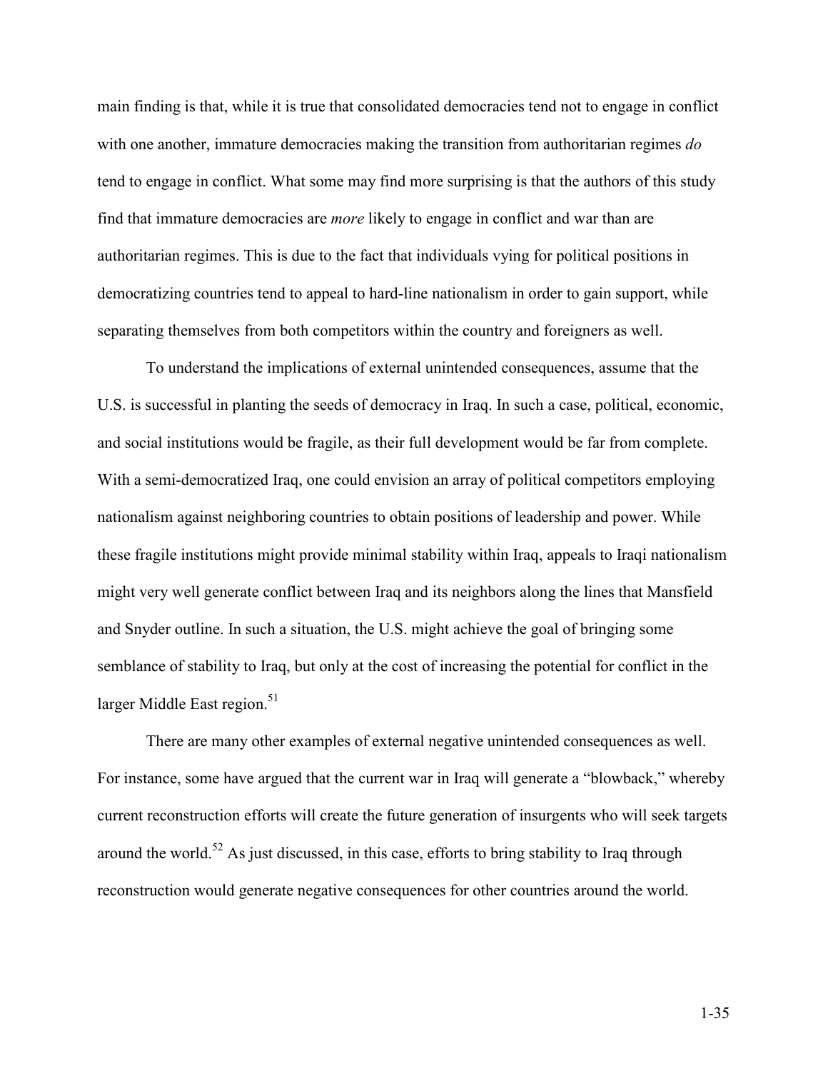main finding is that, while it is true that consolidated democracies tend not to engage in conflict with one another, immature democracies making the transition from authoritarian regimes *do* tend to engage in conflict. What some may find more surprising is that the authors of this study find that immature democracies are *more* likely to engage in conflict and war than are authoritarian regimes. This is due to the fact that individuals vying for political positions in democratizing countries tend to appeal to hard-line nationalism in order to gain support, while separating themselves from both competitors within the country and foreigners as well.

To understand the implications of external unintended consequences, assume that the U.S. is successful in planting the seeds of democracy in Iraq. In such a case, political, economic, and social institutions would be fragile, as their full development would be far from complete. With a semi-democratized Iraq, one could envision an array of political competitors employing nationalism against neighboring countries to obtain positions of leadership and power. While these fragile institutions might provide minimal stability within Iraq, appeals to Iraqi nationalism might very well generate conflict between Iraq and its neighbors along the lines that Mansfield and Snyder outline. In such a situation, the U.S. might achieve the goal of bringing some semblance of stability to Iraq, but only at the cost of increasing the potential for conflict in the larger Middle East region.[51]

There are many other examples of external negative unintended consequences as well. For instance, some have argued that the current war in Iraq will generate a "blowback," whereby current reconstruction efforts will create the future generation of insurgents who will seek targets around the world.[52] As just discussed, in this case, efforts to bring stability to Iraq through reconstruction would generate negative consequences for other countries around the world.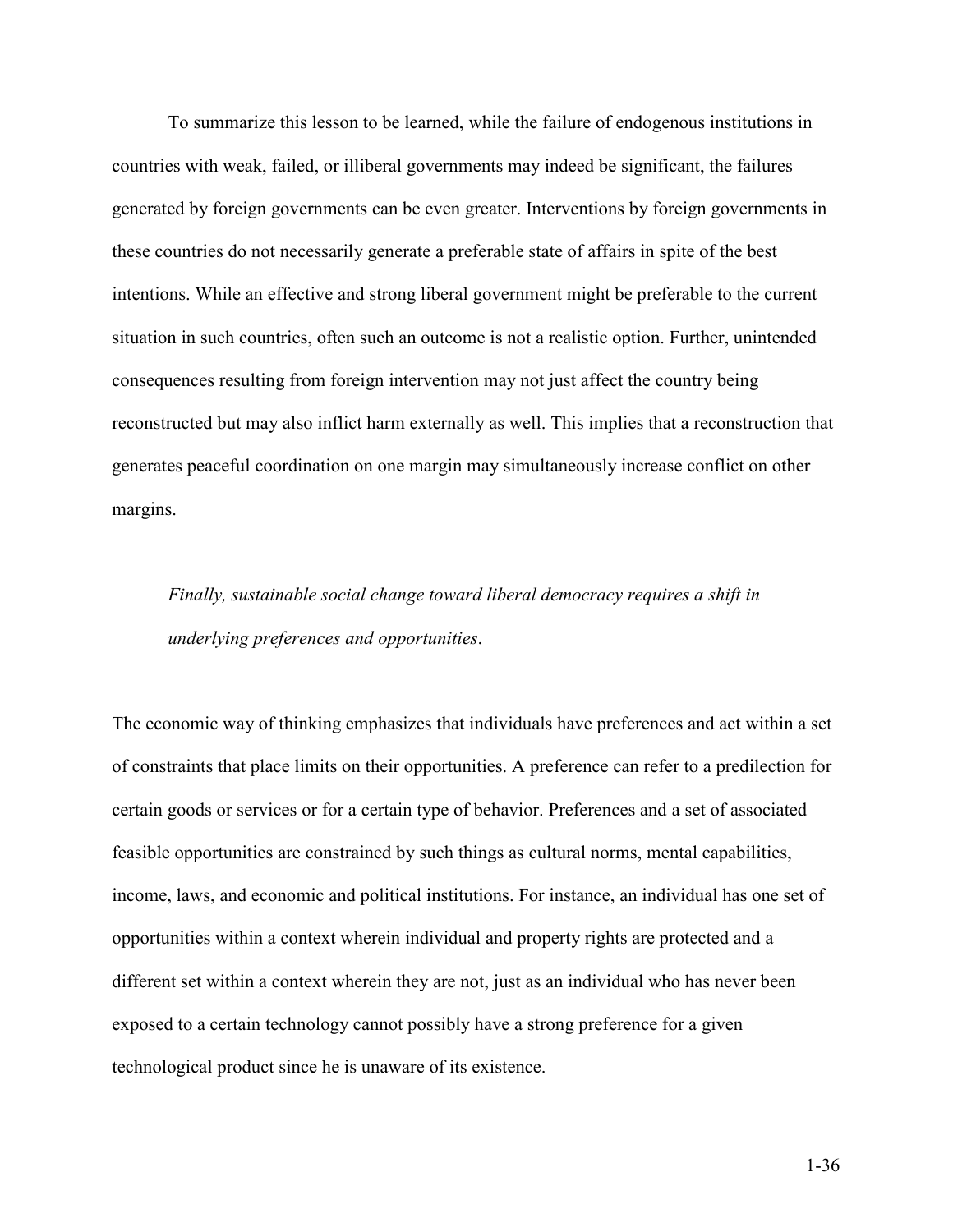To summarize this lesson to be learned, while the failure of endogenous institutions in countries with weak, failed, or illiberal governments may indeed be significant, the failures generated by foreign governments can be even greater. Interventions by foreign governments in these countries do not necessarily generate a preferable state of affairs in spite of the best intentions. While an effective and strong liberal government might be preferable to the current situation in such countries, often such an outcome is not a realistic option. Further, unintended consequences resulting from foreign intervention may not just affect the country being reconstructed but may also inflict harm externally as well. This implies that a reconstruction that generates peaceful coordination on one margin may simultaneously increase conflict on other margins.

*Finally, sustainable social change toward liberal democracy requires a shift in underlying preferences and opportunities*.

The economic way of thinking emphasizes that individuals have preferences and act within a set of constraints that place limits on their opportunities. A preference can refer to a predilection for certain goods or services or for a certain type of behavior. Preferences and a set of associated feasible opportunities are constrained by such things as cultural norms, mental capabilities, income, laws, and economic and political institutions. For instance, an individual has one set of opportunities within a context wherein individual and property rights are protected and a different set within a context wherein they are not, just as an individual who has never been exposed to a certain technology cannot possibly have a strong preference for a given technological product since he is unaware of its existence.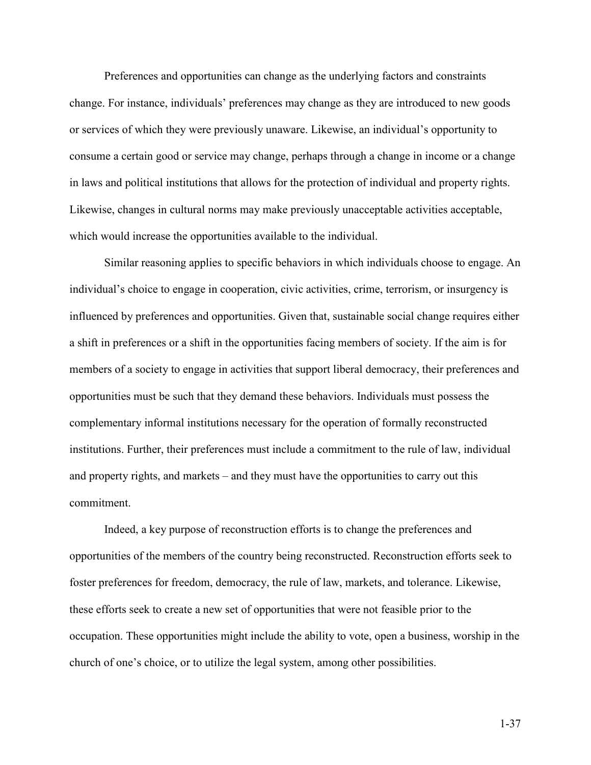Preferences and opportunities can change as the underlying factors and constraints change. For instance, individuals' preferences may change as they are introduced to new goods or services of which they were previously unaware. Likewise, an individual's opportunity to consume a certain good or service may change, perhaps through a change in income or a change in laws and political institutions that allows for the protection of individual and property rights. Likewise, changes in cultural norms may make previously unacceptable activities acceptable, which would increase the opportunities available to the individual.

Similar reasoning applies to specific behaviors in which individuals choose to engage. An individual's choice to engage in cooperation, civic activities, crime, terrorism, or insurgency is influenced by preferences and opportunities. Given that, sustainable social change requires either a shift in preferences or a shift in the opportunities facing members of society. If the aim is for members of a society to engage in activities that support liberal democracy, their preferences and opportunities must be such that they demand these behaviors. Individuals must possess the complementary informal institutions necessary for the operation of formally reconstructed institutions. Further, their preferences must include a commitment to the rule of law, individual and property rights, and markets – and they must have the opportunities to carry out this commitment.

Indeed, a key purpose of reconstruction efforts is to change the preferences and opportunities of the members of the country being reconstructed. Reconstruction efforts seek to foster preferences for freedom, democracy, the rule of law, markets, and tolerance. Likewise, these efforts seek to create a new set of opportunities that were not feasible prior to the occupation. These opportunities might include the ability to vote, open a business, worship in the church of one's choice, or to utilize the legal system, among other possibilities.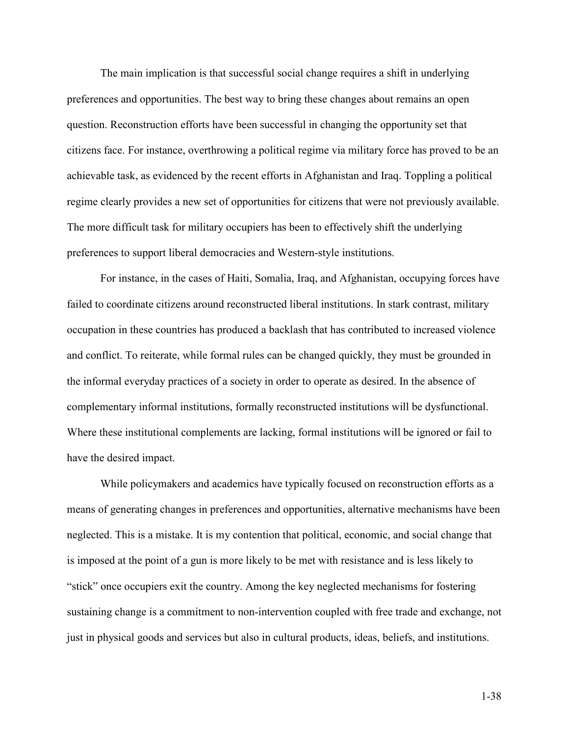The main implication is that successful social change requires a shift in underlying preferences and opportunities. The best way to bring these changes about remains an open question. Reconstruction efforts have been successful in changing the opportunity set that citizens face. For instance, overthrowing a political regime via military force has proved to be an achievable task, as evidenced by the recent efforts in Afghanistan and Iraq. Toppling a political regime clearly provides a new set of opportunities for citizens that were not previously available. The more difficult task for military occupiers has been to effectively shift the underlying preferences to support liberal democracies and Western-style institutions.

For instance, in the cases of Haiti, Somalia, Iraq, and Afghanistan, occupying forces have failed to coordinate citizens around reconstructed liberal institutions. In stark contrast, military occupation in these countries has produced a backlash that has contributed to increased violence and conflict. To reiterate, while formal rules can be changed quickly, they must be grounded in the informal everyday practices of a society in order to operate as desired. In the absence of complementary informal institutions, formally reconstructed institutions will be dysfunctional. Where these institutional complements are lacking, formal institutions will be ignored or fail to have the desired impact.

While policymakers and academics have typically focused on reconstruction efforts as a means of generating changes in preferences and opportunities, alternative mechanisms have been neglected. This is a mistake. It is my contention that political, economic, and social change that is imposed at the point of a gun is more likely to be met with resistance and is less likely to "stick" once occupiers exit the country. Among the key neglected mechanisms for fostering sustaining change is a commitment to non-intervention coupled with free trade and exchange, not just in physical goods and services but also in cultural products, ideas, beliefs, and institutions.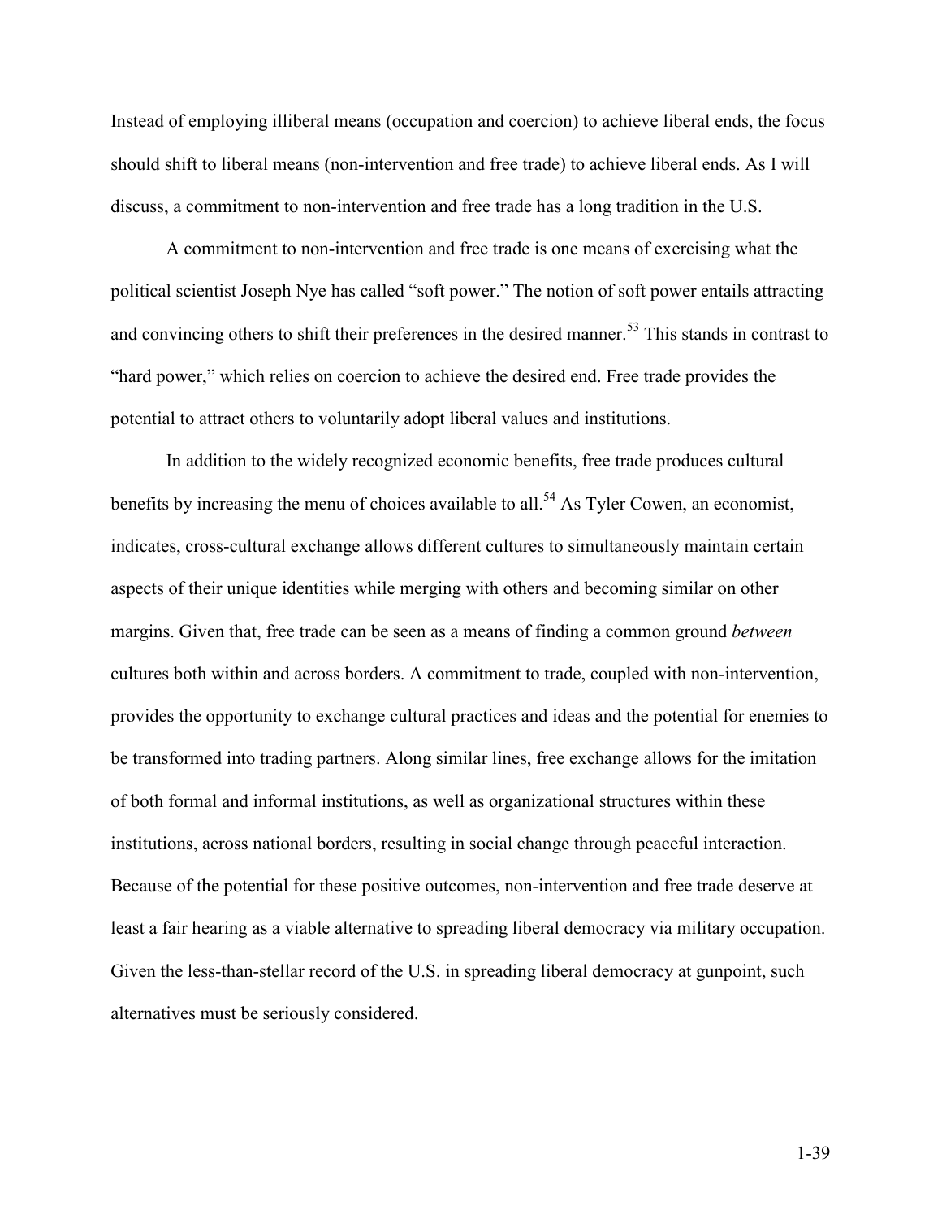Instead of employing illiberal means (occupation and coercion) to achieve liberal ends, the focus should shift to liberal means (non-intervention and free trade) to achieve liberal ends. As I will discuss, a commitment to non-intervention and free trade has a long tradition in the U.S.

A commitment to non-intervention and free trade is one means of exercising what the political scientist Joseph Nye has called "soft power." The notion of soft power entails attracting and convincing others to shift their preferences in the desired manner.[53] This stands in contrast to "hard power," which relies on coercion to achieve the desired end. Free trade provides the potential to attract others to voluntarily adopt liberal values and institutions.

In addition to the widely recognized economic benefits, free trade produces cultural benefits by increasing the menu of choices available to all.[54] As Tyler Cowen, an economist, indicates, cross-cultural exchange allows different cultures to simultaneously maintain certain aspects of their unique identities while merging with others and becoming similar on other margins. Given that, free trade can be seen as a means of finding a common ground *between* cultures both within and across borders. A commitment to trade, coupled with non-intervention, provides the opportunity to exchange cultural practices and ideas and the potential for enemies to be transformed into trading partners. Along similar lines, free exchange allows for the imitation of both formal and informal institutions, as well as organizational structures within these institutions, across national borders, resulting in social change through peaceful interaction. Because of the potential for these positive outcomes, non-intervention and free trade deserve at least a fair hearing as a viable alternative to spreading liberal democracy via military occupation. Given the less-than-stellar record of the U.S. in spreading liberal democracy at gunpoint, such alternatives must be seriously considered.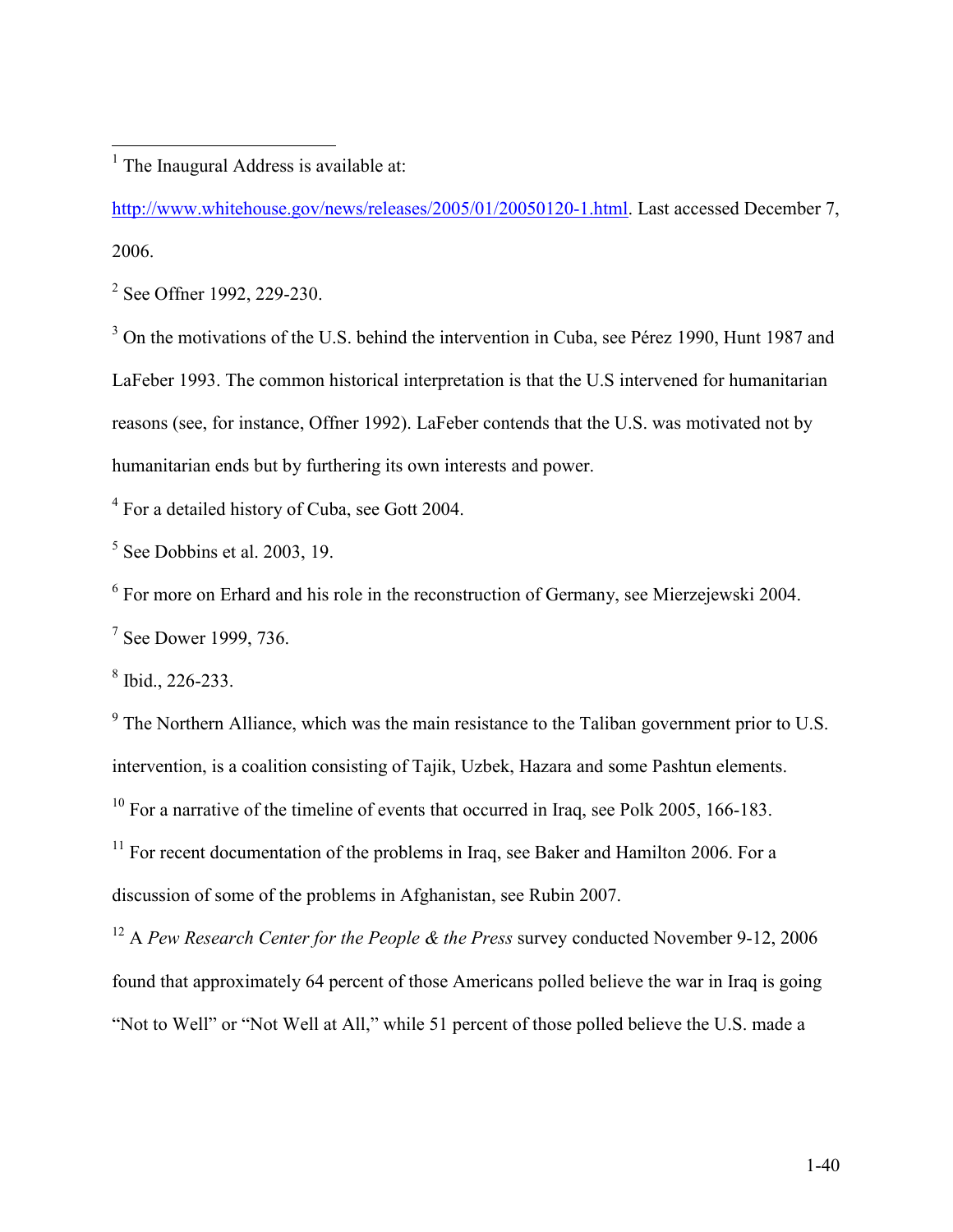[1] The Inaugural Address is available at:

http://www.whitehouse.gov/news/releases/2005/01/20050120-1.html. Last accessed December 7, 2006.

[2] See Offner 1992, 229-230.

[3] On the motivations of the U.S. behind the intervention in Cuba, see Pérez 1990, Hunt 1987 and LaFeber 1993. The common historical interpretation is that the U.S intervened for humanitarian reasons (see, for instance, Offner 1992). LaFeber contends that the U.S. was motivated not by humanitarian ends but by furthering its own interests and power.

[4] For a detailed history of Cuba, see Gott 2004.

[5] See Dobbins et al. 2003, 19.

[6] For more on Erhard and his role in the reconstruction of Germany, see Mierzejewski 2004.

[7] See Dower 1999, 736.

[8] Ibid., 226-233.

[9] The Northern Alliance, which was the main resistance to the Taliban government prior to U.S. intervention, is a coalition consisting of Tajik, Uzbek, Hazara and some Pashtun elements.

[10] For a narrative of the timeline of events that occurred in Iraq, see Polk 2005, 166-183.

[11] For recent documentation of the problems in Iraq, see Baker and Hamilton 2006. For a discussion of some of the problems in Afghanistan, see Rubin 2007.

[12] A *Pew Research Center for the People & the Press* survey conducted November 9-12, 2006 found that approximately 64 percent of those Americans polled believe the war in Iraq is going "Not to Well" or "Not Well at All," while 51 percent of those polled believe the U.S. made a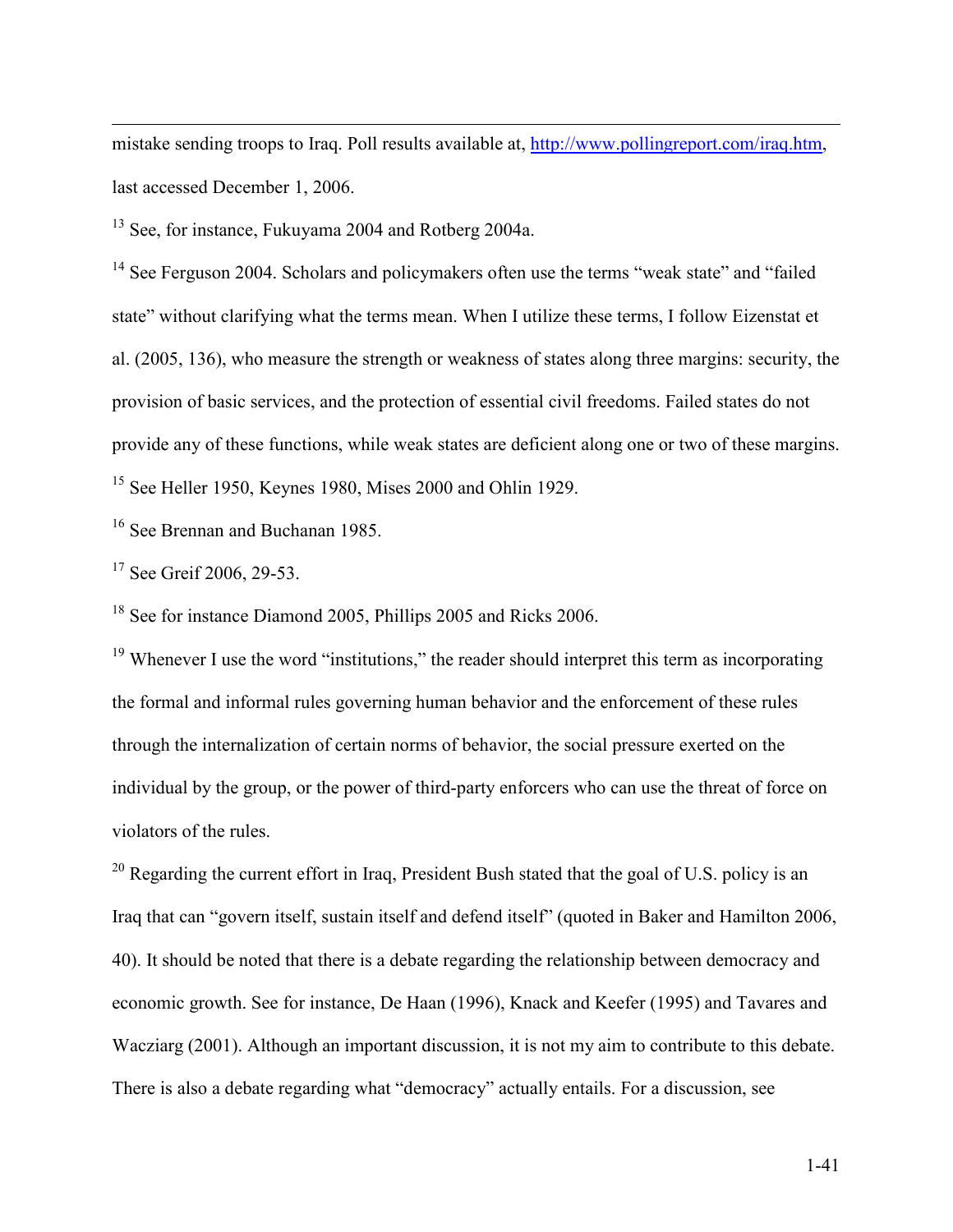mistake sending troops to Iraq. Poll results available at, http://www.pollingreport.com/iraq.htm, last accessed December 1, 2006.

[13] See, for instance, Fukuyama 2004 and Rotberg 2004a.

[14] See Ferguson 2004. Scholars and policymakers often use the terms "weak state" and "failed state" without clarifying what the terms mean. When I utilize these terms, I follow Eizenstat et al. (2005, 136), who measure the strength or weakness of states along three margins: security, the provision of basic services, and the protection of essential civil freedoms. Failed states do not provide any of these functions, while weak states are deficient along one or two of these margins.

[15] See Heller 1950, Keynes 1980, Mises 2000 and Ohlin 1929.

[16] See Brennan and Buchanan 1985.

[17] See Greif 2006, 29-53.

[18] See for instance Diamond 2005, Phillips 2005 and Ricks 2006.

[19] Whenever I use the word "institutions," the reader should interpret this term as incorporating the formal and informal rules governing human behavior and the enforcement of these rules through the internalization of certain norms of behavior, the social pressure exerted on the individual by the group, or the power of third-party enforcers who can use the threat of force on violators of the rules.

[20] Regarding the current effort in Iraq, President Bush stated that the goal of U.S. policy is an Iraq that can "govern itself, sustain itself and defend itself" (quoted in Baker and Hamilton 2006, 40). It should be noted that there is a debate regarding the relationship between democracy and economic growth. See for instance, De Haan (1996), Knack and Keefer (1995) and Tavares and Wacziarg (2001). Although an important discussion, it is not my aim to contribute to this debate. There is also a debate regarding what "democracy" actually entails. For a discussion, see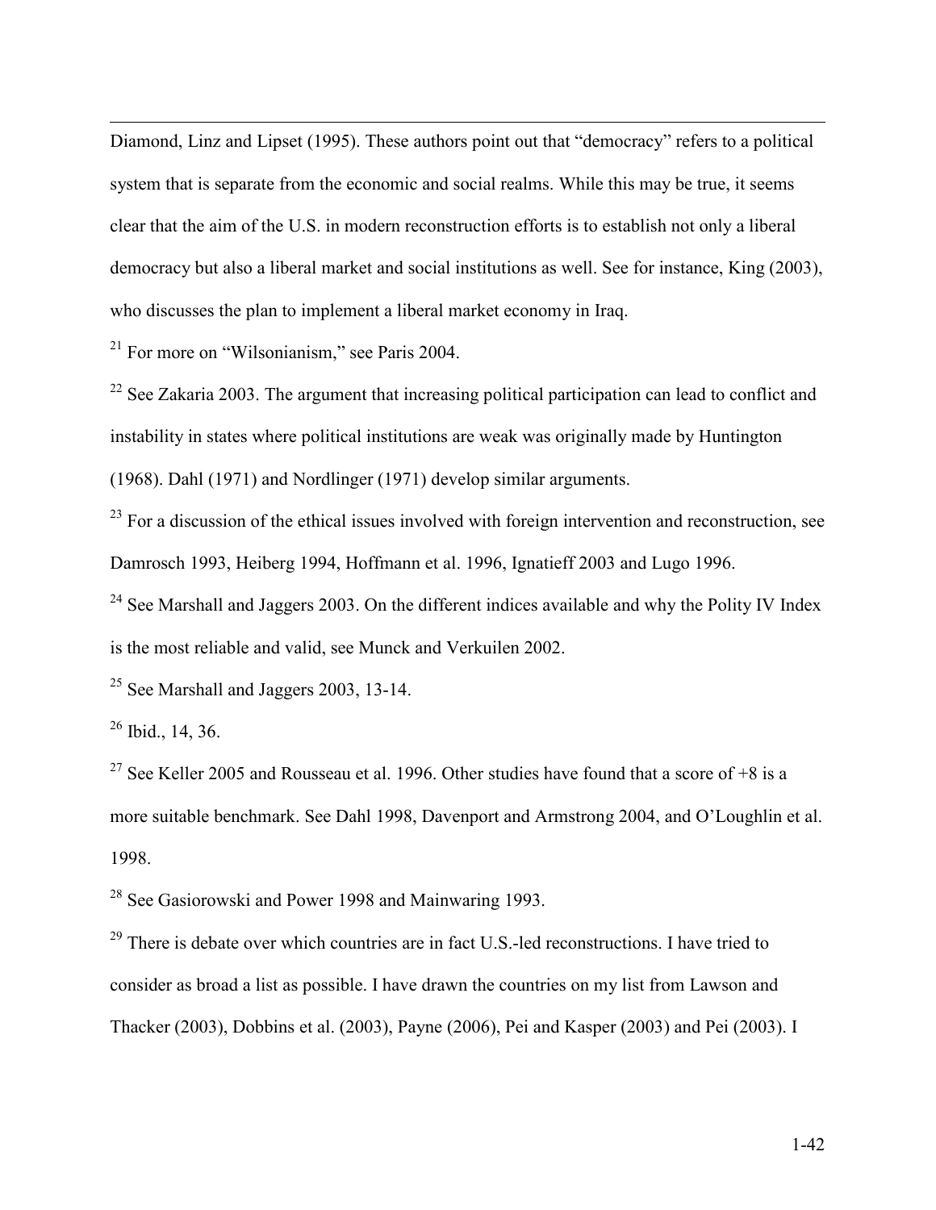Diamond, Linz and Lipset (1995). These authors point out that "democracy" refers to a political system that is separate from the economic and social realms. While this may be true, it seems clear that the aim of the U.S. in modern reconstruction efforts is to establish not only a liberal democracy but also a liberal market and social institutions as well. See for instance, King (2003), who discusses the plan to implement a liberal market economy in Iraq.

[21] For more on "Wilsonianism," see Paris 2004.

[22] See Zakaria 2003. The argument that increasing political participation can lead to conflict and instability in states where political institutions are weak was originally made by Huntington (1968). Dahl (1971) and Nordlinger (1971) develop similar arguments.

[23] For a discussion of the ethical issues involved with foreign intervention and reconstruction, see Damrosch 1993, Heiberg 1994, Hoffmann et al. 1996, Ignatieff 2003 and Lugo 1996.

[24] See Marshall and Jaggers 2003. On the different indices available and why the Polity IV Index is the most reliable and valid, see Munck and Verkuilen 2002.

[25] See Marshall and Jaggers 2003, 13-14.

[26] Ibid., 14, 36.

[27] See Keller 2005 and Rousseau et al. 1996. Other studies have found that a score of +8 is a more suitable benchmark. See Dahl 1998, Davenport and Armstrong 2004, and O'Loughlin et al. 1998.

[28] See Gasiorowski and Power 1998 and Mainwaring 1993.

[29] There is debate over which countries are in fact U.S.-led reconstructions. I have tried to consider as broad a list as possible. I have drawn the countries on my list from Lawson and Thacker (2003), Dobbins et al. (2003), Payne (2006), Pei and Kasper (2003) and Pei (2003). I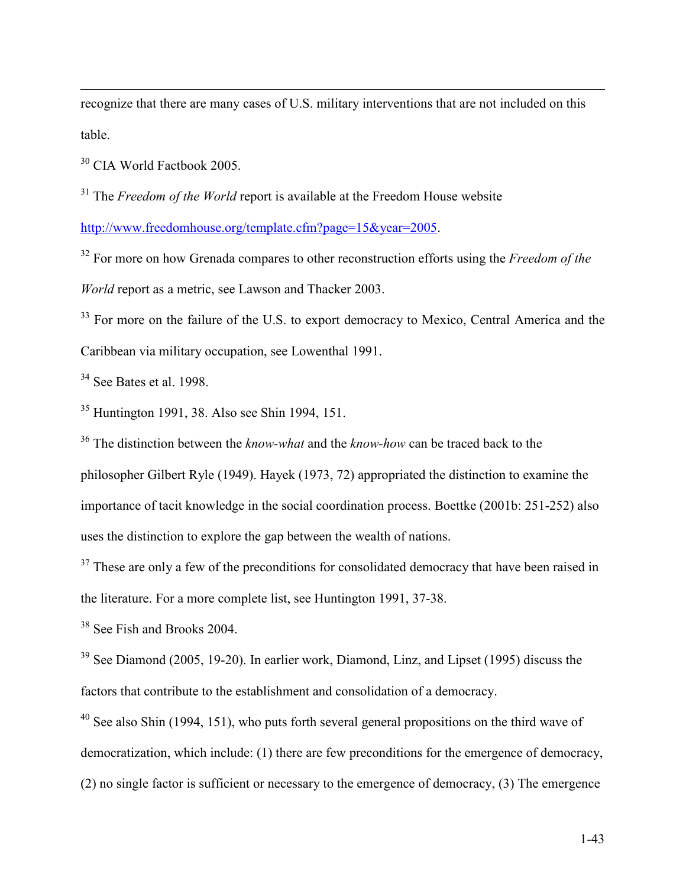recognize that there are many cases of U.S. military interventions that are not included on this table.

[30] CIA World Factbook 2005.

[31] The *Freedom of the World* report is available at the Freedom House website http://www.freedomhouse.org/template.cfm?page=15&year=2005.

[32] For more on how Grenada compares to other reconstruction efforts using the *Freedom of the World* report as a metric, see Lawson and Thacker 2003.

[33] For more on the failure of the U.S. to export democracy to Mexico, Central America and the Caribbean via military occupation, see Lowenthal 1991.

[34] See Bates et al. 1998.

[35] Huntington 1991, 38. Also see Shin 1994, 151.

[36] The distinction between the *know-what* and the *know-how* can be traced back to the philosopher Gilbert Ryle (1949). Hayek (1973, 72) appropriated the distinction to examine the importance of tacit knowledge in the social coordination process. Boettke (2001b: 251-252) also uses the distinction to explore the gap between the wealth of nations.

[37] These are only a few of the preconditions for consolidated democracy that have been raised in the literature. For a more complete list, see Huntington 1991, 37-38.

[38] See Fish and Brooks 2004.

[39] See Diamond (2005, 19-20). In earlier work, Diamond, Linz, and Lipset (1995) discuss the factors that contribute to the establishment and consolidation of a democracy.

[40] See also Shin (1994, 151), who puts forth several general propositions on the third wave of democratization, which include: (1) there are few preconditions for the emergence of democracy, (2) no single factor is sufficient or necessary to the emergence of democracy, (3) The emergence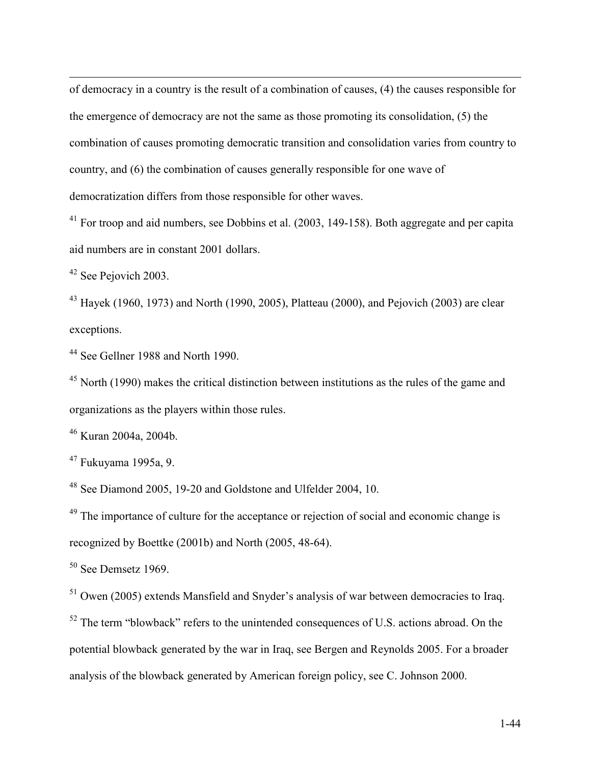of democracy in a country is the result of a combination of causes, (4) the causes responsible for the emergence of democracy are not the same as those promoting its consolidation, (5) the combination of causes promoting democratic transition and consolidation varies from country to country, and (6) the combination of causes generally responsible for one wave of democratization differs from those responsible for other waves.

[41] For troop and aid numbers, see Dobbins et al. (2003, 149-158). Both aggregate and per capita aid numbers are in constant 2001 dollars.

[42] See Pejovich 2003.

[43] Hayek (1960, 1973) and North (1990, 2005), Platteau (2000), and Pejovich (2003) are clear exceptions.

[44] See Gellner 1988 and North 1990.

[45] North (1990) makes the critical distinction between institutions as the rules of the game and organizations as the players within those rules.

[46] Kuran 2004a, 2004b.

[47] Fukuyama 1995a, 9.

[48] See Diamond 2005, 19-20 and Goldstone and Ulfelder 2004, 10.

[49] The importance of culture for the acceptance or rejection of social and economic change is recognized by Boettke (2001b) and North (2005, 48-64).

[50] See Demsetz 1969.

[51] Owen (2005) extends Mansfield and Snyder's analysis of war between democracies to Iraq.

[52] The term "blowback" refers to the unintended consequences of U.S. actions abroad. On the potential blowback generated by the war in Iraq, see Bergen and Reynolds 2005. For a broader analysis of the blowback generated by American foreign policy, see C. Johnson 2000.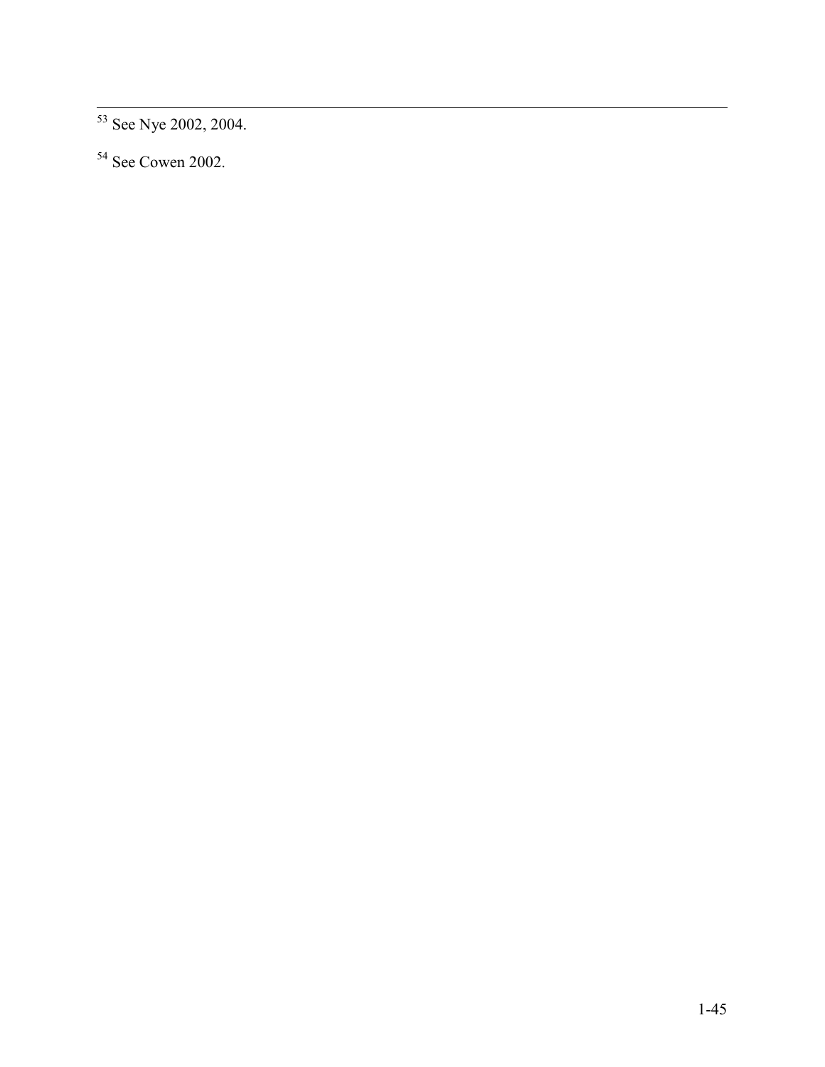[53] See Nye 2002, 2004.

[54] See Cowen 2002.